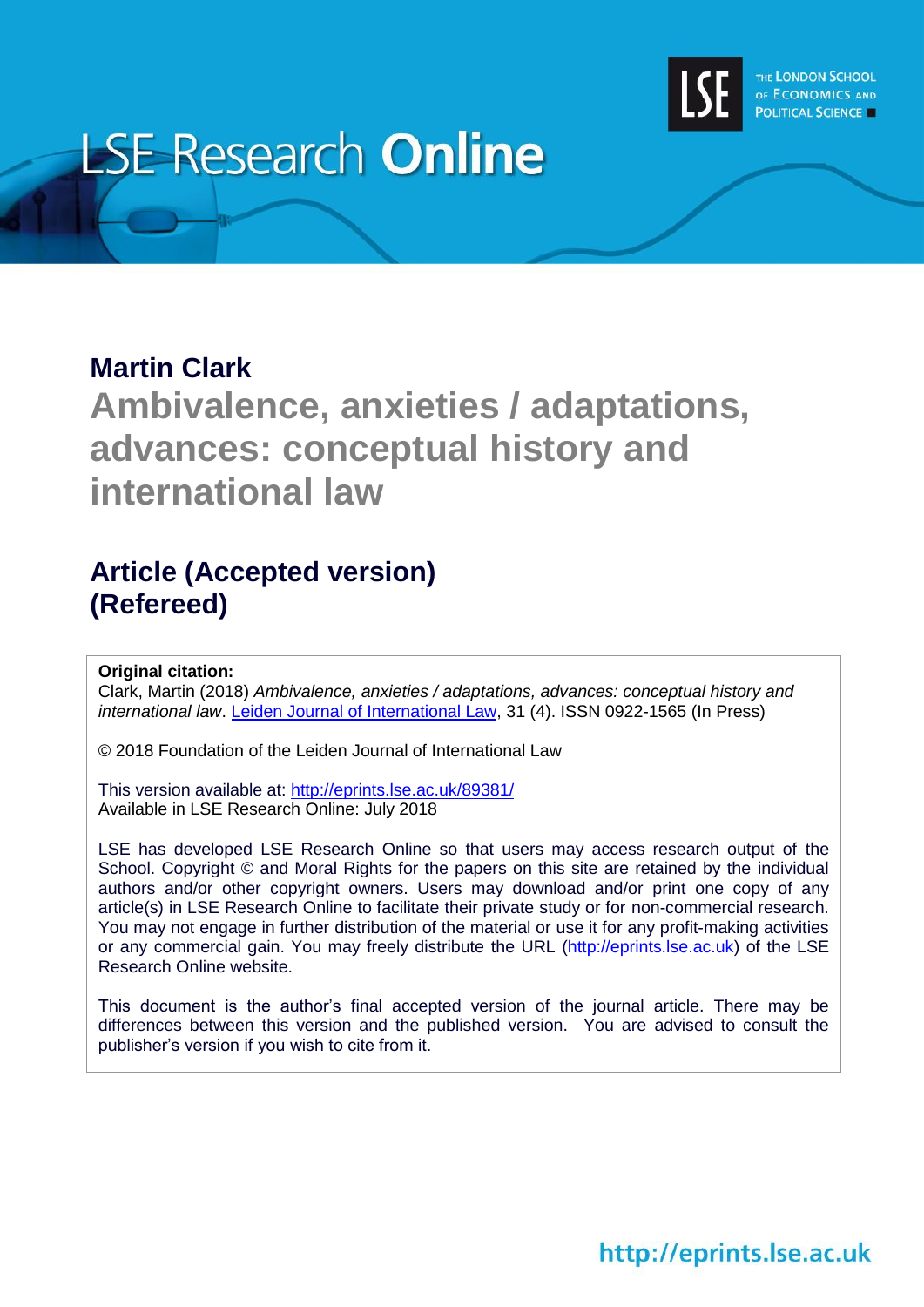# LSE Research Online

**Martin Clark**

## Ambivalence, anxieties / adaptations, advances: conceptual history and international law

### Article (Accepted version) (Refereed)

**Original citation:**
Clark, Martin (2018) *Ambivalence, anxieties / adaptations, advances: conceptual history and international law*. Leiden Journal of International Law, 31 (4). ISSN 0922-1565 (In Press)

© 2018 Foundation of the Leiden Journal of International Law

This version available at: http://eprints.lse.ac.uk/89381/
Available in LSE Research Online: July 2018

LSE has developed LSE Research Online so that users may access research output of the School. Copyright © and Moral Rights for the papers on this site are retained by the individual authors and/or other copyright owners. Users may download and/or print one copy of any article(s) in LSE Research Online to facilitate their private study or for non-commercial research. You may not engage in further distribution of the material or use it for any profit-making activities or any commercial gain. You may freely distribute the URL (http://eprints.lse.ac.uk) of the LSE Research Online website.

This document is the author's final accepted version of the journal article. There may be differences between this version and the published version. You are advised to consult the publisher's version if you wish to cite from it.

http://eprints.lse.ac.uk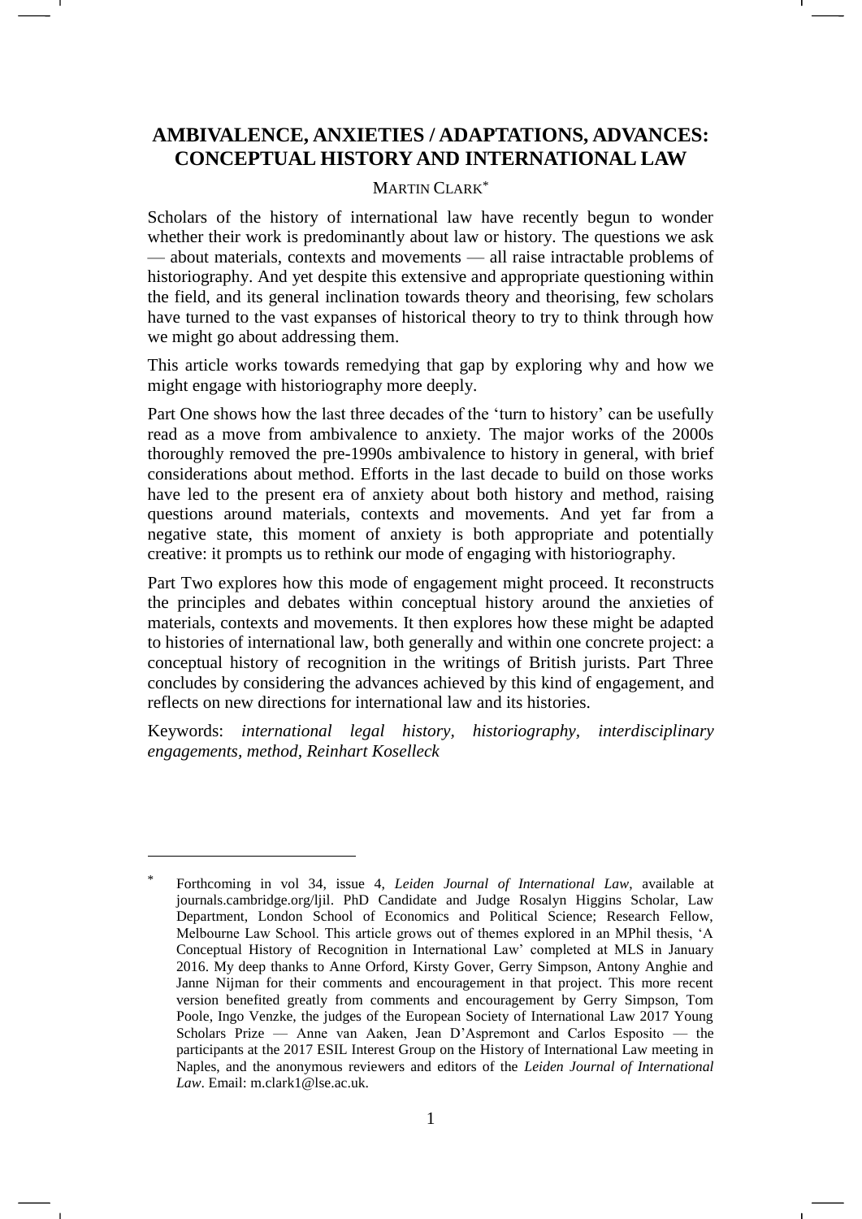# AMBIVALENCE, ANXIETIES / ADAPTATIONS, ADVANCES: CONCEPTUAL HISTORY AND INTERNATIONAL LAW

MARTIN CLARK*

Scholars of the history of international law have recently begun to wonder whether their work is predominantly about law or history. The questions we ask — about materials, contexts and movements — all raise intractable problems of historiography. And yet despite this extensive and appropriate questioning within the field, and its general inclination towards theory and theorising, few scholars have turned to the vast expanses of historical theory to try to think through how we might go about addressing them.

This article works towards remedying that gap by exploring why and how we might engage with historiography more deeply.

Part One shows how the last three decades of the 'turn to history' can be usefully read as a move from ambivalence to anxiety. The major works of the 2000s thoroughly removed the pre-1990s ambivalence to history in general, with brief considerations about method. Efforts in the last decade to build on those works have led to the present era of anxiety about both history and method, raising questions around materials, contexts and movements. And yet far from a negative state, this moment of anxiety is both appropriate and potentially creative: it prompts us to rethink our mode of engaging with historiography.

Part Two explores how this mode of engagement might proceed. It reconstructs the principles and debates within conceptual history around the anxieties of materials, contexts and movements. It then explores how these might be adapted to histories of international law, both generally and within one concrete project: a conceptual history of recognition in the writings of British jurists. Part Three concludes by considering the advances achieved by this kind of engagement, and reflects on new directions for international law and its histories.

Keywords: *international legal history, historiography, interdisciplinary engagements, method, Reinhart Koselleck*

---

\* Forthcoming in vol 34, issue 4, *Leiden Journal of International Law*, available at journals.cambridge.org/ljil. PhD Candidate and Judge Rosalyn Higgins Scholar, Law Department, London School of Economics and Political Science; Research Fellow, Melbourne Law School. This article grows out of themes explored in an MPhil thesis, 'A Conceptual History of Recognition in International Law' completed at MLS in January 2016. My deep thanks to Anne Orford, Kirsty Gover, Gerry Simpson, Antony Anghie and Janne Nijman for their comments and encouragement in that project. This more recent version benefited greatly from comments and encouragement by Gerry Simpson, Tom Poole, Ingo Venzke, the judges of the European Society of International Law 2017 Young Scholars Prize — Anne van Aaken, Jean D'Aspremont and Carlos Esposito — the participants at the 2017 ESIL Interest Group on the History of International Law meeting in Naples, and the anonymous reviewers and editors of the *Leiden Journal of International Law*. Email: m.clark1@lse.ac.uk.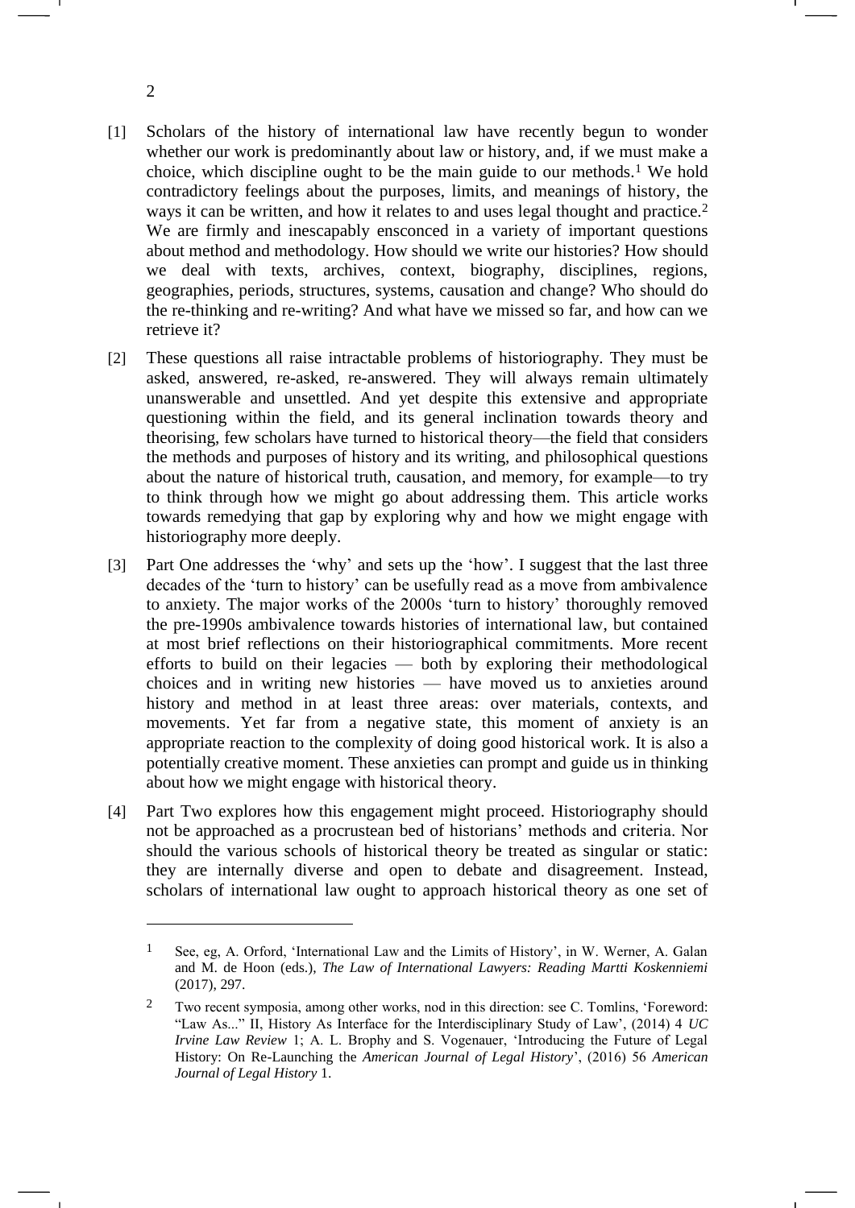[1] Scholars of the history of international law have recently begun to wonder whether our work is predominantly about law or history, and, if we must make a choice, which discipline ought to be the main guide to our methods.[1] We hold contradictory feelings about the purposes, limits, and meanings of history, the ways it can be written, and how it relates to and uses legal thought and practice.[2] We are firmly and inescapably ensconced in a variety of important questions about method and methodology. How should we write our histories? How should we deal with texts, archives, context, biography, disciplines, regions, geographies, periods, structures, systems, causation and change? Who should do the re-thinking and re-writing? And what have we missed so far, and how can we retrieve it?

[2] These questions all raise intractable problems of historiography. They must be asked, answered, re-asked, re-answered. They will always remain ultimately unanswerable and unsettled. And yet despite this extensive and appropriate questioning within the field, and its general inclination towards theory and theorising, few scholars have turned to historical theory—the field that considers the methods and purposes of history and its writing, and philosophical questions about the nature of historical truth, causation, and memory, for example—to try to think through how we might go about addressing them. This article works towards remedying that gap by exploring why and how we might engage with historiography more deeply.

[3] Part One addresses the 'why' and sets up the 'how'. I suggest that the last three decades of the 'turn to history' can be usefully read as a move from ambivalence to anxiety. The major works of the 2000s 'turn to history' thoroughly removed the pre-1990s ambivalence towards histories of international law, but contained at most brief reflections on their historiographical commitments. More recent efforts to build on their legacies — both by exploring their methodological choices and in writing new histories — have moved us to anxieties around history and method in at least three areas: over materials, contexts, and movements. Yet far from a negative state, this moment of anxiety is an appropriate reaction to the complexity of doing good historical work. It is also a potentially creative moment. These anxieties can prompt and guide us in thinking about how we might engage with historical theory.

[4] Part Two explores how this engagement might proceed. Historiography should not be approached as a procrustean bed of historians' methods and criteria. Nor should the various schools of historical theory be treated as singular or static: they are internally diverse and open to debate and disagreement. Instead, scholars of international law ought to approach historical theory as one set of

---

[1] See, eg, A. Orford, 'International Law and the Limits of History', in W. Werner, A. Galan and M. de Hoon (eds.), *The Law of International Lawyers: Reading Martti Koskenniemi* (2017), 297.

[2] Two recent symposia, among other works, nod in this direction: see C. Tomlins, 'Foreword: "Law As..." II, History As Interface for the Interdisciplinary Study of Law', (2014) 4 *UC Irvine Law Review* 1; A. L. Brophy and S. Vogenauer, 'Introducing the Future of Legal History: On Re-Launching the *American Journal of Legal History*', (2016) 56 *American Journal of Legal History* 1.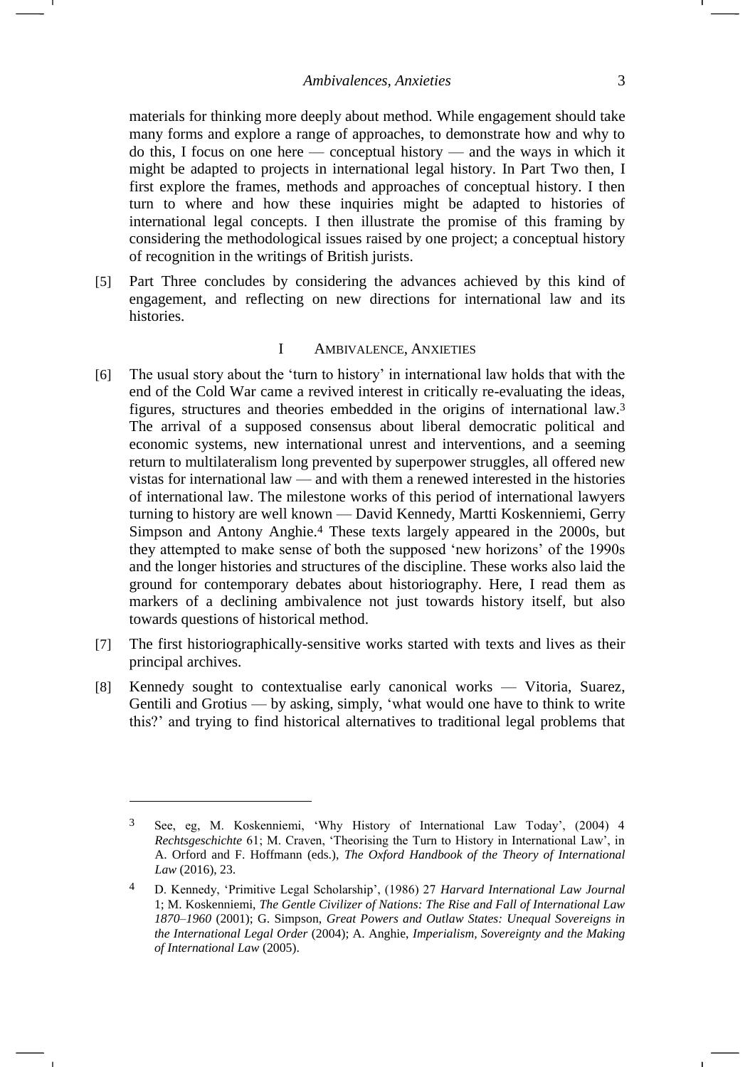materials for thinking more deeply about method. While engagement should take many forms and explore a range of approaches, to demonstrate how and why to do this, I focus on one here — conceptual history — and the ways in which it might be adapted to projects in international legal history. In Part Two then, I first explore the frames, methods and approaches of conceptual history. I then turn to where and how these inquiries might be adapted to histories of international legal concepts. I then illustrate the promise of this framing by considering the methodological issues raised by one project; a conceptual history of recognition in the writings of British jurists.

[5] Part Three concludes by considering the advances achieved by this kind of engagement, and reflecting on new directions for international law and its histories.

## I AMBIVALENCE, ANXIETIES

[6] The usual story about the 'turn to history' in international law holds that with the end of the Cold War came a revived interest in critically re-evaluating the ideas, figures, structures and theories embedded in the origins of international law.[3] The arrival of a supposed consensus about liberal democratic political and economic systems, new international unrest and interventions, and a seeming return to multilateralism long prevented by superpower struggles, all offered new vistas for international law — and with them a renewed interested in the histories of international law. The milestone works of this period of international lawyers turning to history are well known — David Kennedy, Martti Koskenniemi, Gerry Simpson and Antony Anghie.[4] These texts largely appeared in the 2000s, but they attempted to make sense of both the supposed 'new horizons' of the 1990s and the longer histories and structures of the discipline. These works also laid the ground for contemporary debates about historiography. Here, I read them as markers of a declining ambivalence not just towards history itself, but also towards questions of historical method.

[7] The first historiographically-sensitive works started with texts and lives as their principal archives.

[8] Kennedy sought to contextualise early canonical works — Vitoria, Suarez, Gentili and Grotius — by asking, simply, 'what would one have to think to write this?' and trying to find historical alternatives to traditional legal problems that

---

[3] See, eg, M. Koskenniemi, 'Why History of International Law Today', (2004) 4 *Rechtsgeschichte* 61; M. Craven, 'Theorising the Turn to History in International Law', in A. Orford and F. Hoffmann (eds.), *The Oxford Handbook of the Theory of International Law* (2016), 23.

[4] D. Kennedy, 'Primitive Legal Scholarship', (1986) 27 *Harvard International Law Journal* 1; M. Koskenniemi, *The Gentle Civilizer of Nations: The Rise and Fall of International Law 1870–1960* (2001); G. Simpson, *Great Powers and Outlaw States: Unequal Sovereigns in the International Legal Order* (2004); A. Anghie, *Imperialism, Sovereignty and the Making of International Law* (2005).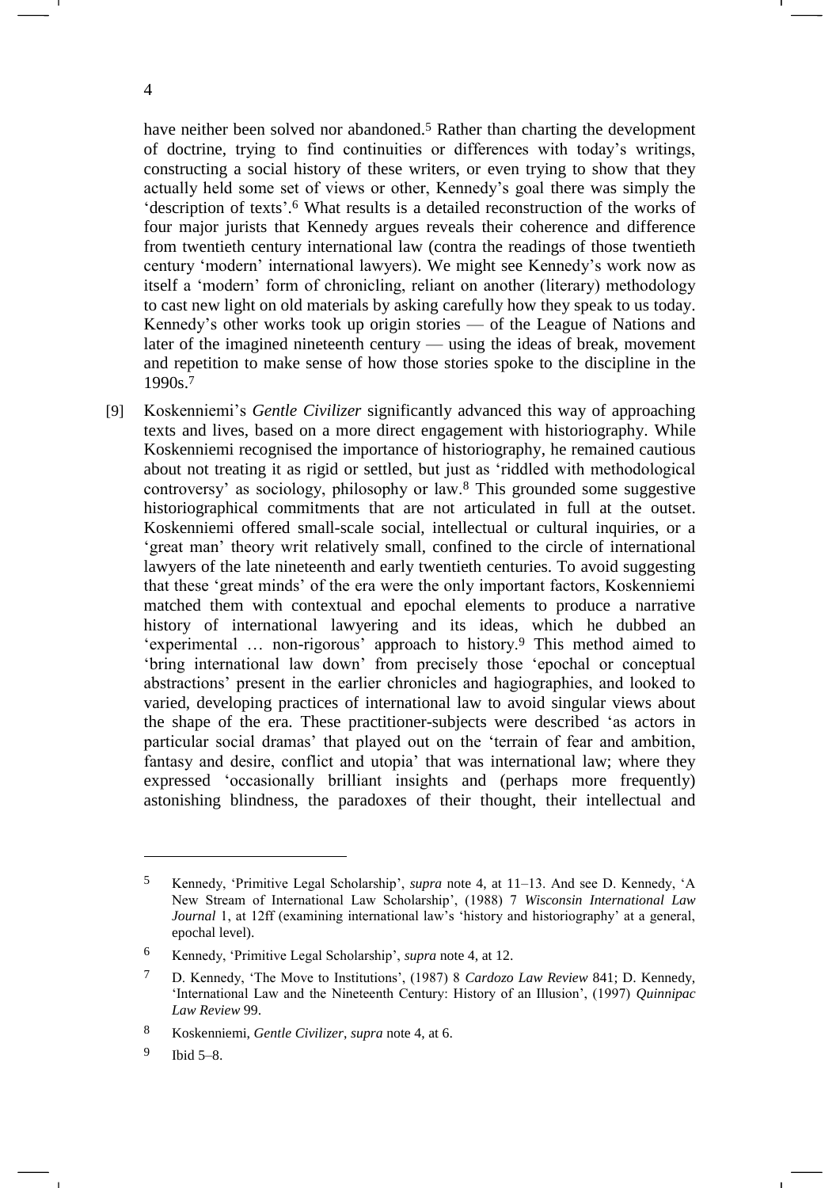have neither been solved nor abandoned.[5] Rather than charting the development of doctrine, trying to find continuities or differences with today's writings, constructing a social history of these writers, or even trying to show that they actually held some set of views or other, Kennedy's goal there was simply the 'description of texts'.[6] What results is a detailed reconstruction of the works of four major jurists that Kennedy argues reveals their coherence and difference from twentieth century international law (contra the readings of those twentieth century 'modern' international lawyers). We might see Kennedy's work now as itself a 'modern' form of chronicling, reliant on another (literary) methodology to cast new light on old materials by asking carefully how they speak to us today. Kennedy's other works took up origin stories — of the League of Nations and later of the imagined nineteenth century — using the ideas of break, movement and repetition to make sense of how those stories spoke to the discipline in the 1990s.[7]

[9] Koskenniemi's *Gentle Civilizer* significantly advanced this way of approaching texts and lives, based on a more direct engagement with historiography. While Koskenniemi recognised the importance of historiography, he remained cautious about not treating it as rigid or settled, but just as 'riddled with methodological controversy' as sociology, philosophy or law.[8] This grounded some suggestive historiographical commitments that are not articulated in full at the outset. Koskenniemi offered small-scale social, intellectual or cultural inquiries, or a 'great man' theory writ relatively small, confined to the circle of international lawyers of the late nineteenth and early twentieth centuries. To avoid suggesting that these 'great minds' of the era were the only important factors, Koskenniemi matched them with contextual and epochal elements to produce a narrative history of international lawyering and its ideas, which he dubbed an 'experimental … non-rigorous' approach to history.[9] This method aimed to 'bring international law down' from precisely those 'epochal or conceptual abstractions' present in the earlier chronicles and hagiographies, and looked to varied, developing practices of international law to avoid singular views about the shape of the era. These practitioner-subjects were described 'as actors in particular social dramas' that played out on the 'terrain of fear and ambition, fantasy and desire, conflict and utopia' that was international law; where they expressed 'occasionally brilliant insights and (perhaps more frequently) astonishing blindness, the paradoxes of their thought, their intellectual and

---

[5] Kennedy, 'Primitive Legal Scholarship', *supra* note 4, at 11–13. And see D. Kennedy, 'A New Stream of International Law Scholarship', (1988) 7 *Wisconsin International Law Journal* 1, at 12ff (examining international law's 'history and historiography' at a general, epochal level).

[6] Kennedy, 'Primitive Legal Scholarship', *supra* note 4, at 12.

[7] D. Kennedy, 'The Move to Institutions', (1987) 8 *Cardozo Law Review* 841; D. Kennedy, 'International Law and the Nineteenth Century: History of an Illusion', (1997) *Quinnipac Law Review* 99.

[8] Koskenniemi, *Gentle Civilizer*, *supra* note 4, at 6.

[9] Ibid 5–8.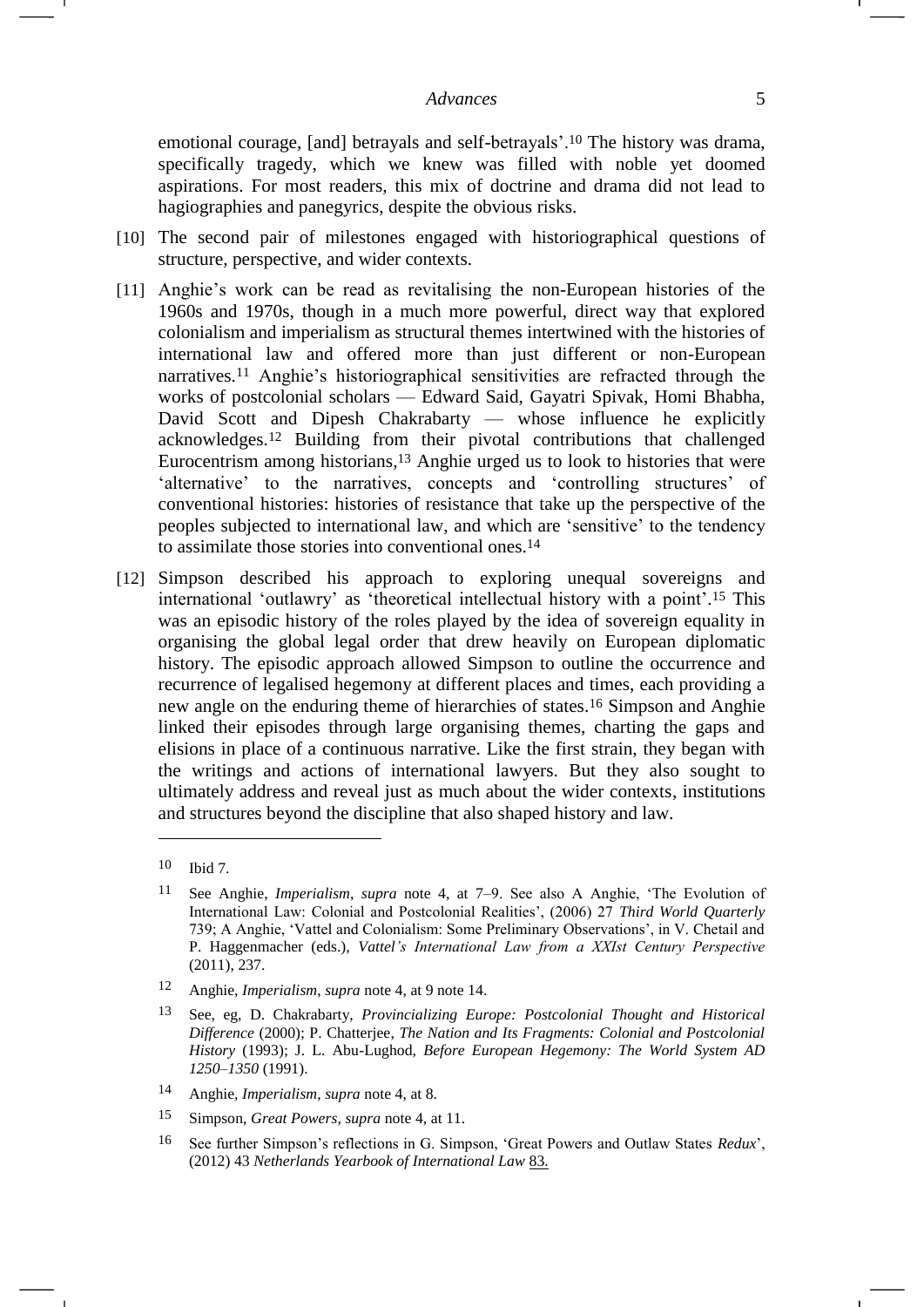emotional courage, [and] betrayals and self-betrayals'.[10] The history was drama, specifically tragedy, which we knew was filled with noble yet doomed aspirations. For most readers, this mix of doctrine and drama did not lead to hagiographies and panegyrics, despite the obvious risks.

[10] The second pair of milestones engaged with historiographical questions of structure, perspective, and wider contexts.

[11] Anghie's work can be read as revitalising the non-European histories of the 1960s and 1970s, though in a much more powerful, direct way that explored colonialism and imperialism as structural themes intertwined with the histories of international law and offered more than just different or non-European narratives.[11] Anghie's historiographical sensitivities are refracted through the works of postcolonial scholars — Edward Said, Gayatri Spivak, Homi Bhabha, David Scott and Dipesh Chakrabarty — whose influence he explicitly acknowledges.[12] Building from their pivotal contributions that challenged Eurocentrism among historians,[13] Anghie urged us to look to histories that were 'alternative' to the narratives, concepts and 'controlling structures' of conventional histories: histories of resistance that take up the perspective of the peoples subjected to international law, and which are 'sensitive' to the tendency to assimilate those stories into conventional ones.[14]

[12] Simpson described his approach to exploring unequal sovereigns and international 'outlawry' as 'theoretical intellectual history with a point'.[15] This was an episodic history of the roles played by the idea of sovereign equality in organising the global legal order that drew heavily on European diplomatic history. The episodic approach allowed Simpson to outline the occurrence and recurrence of legalised hegemony at different places and times, each providing a new angle on the enduring theme of hierarchies of states.[16] Simpson and Anghie linked their episodes through large organising themes, charting the gaps and elisions in place of a continuous narrative. Like the first strain, they began with the writings and actions of international lawyers. But they also sought to ultimately address and reveal just as much about the wider contexts, institutions and structures beyond the discipline that also shaped history and law.

---

10 Ibid 7.

11 See Anghie, *Imperialism*, *supra* note 4, at 7–9. See also A Anghie, 'The Evolution of International Law: Colonial and Postcolonial Realities', (2006) 27 *Third World Quarterly* 739; A Anghie, 'Vattel and Colonialism: Some Preliminary Observations', in V. Chetail and P. Haggenmacher (eds.), *Vattel's International Law from a XXIst Century Perspective* (2011), 237.

12 Anghie, *Imperialism*, *supra* note 4, at 9 note 14.

13 See, eg, D. Chakrabarty, *Provincializing Europe: Postcolonial Thought and Historical Difference* (2000); P. Chatterjee, *The Nation and Its Fragments: Colonial and Postcolonial History* (1993); J. L. Abu-Lughod, *Before European Hegemony: The World System AD 1250–1350* (1991).

14 Anghie, *Imperialism*, *supra* note 4, at 8.

15 Simpson, *Great Powers*, *supra* note 4, at 11.

16 See further Simpson's reflections in G. Simpson, 'Great Powers and Outlaw States *Redux*', (2012) 43 *Netherlands Yearbook of International Law* 83.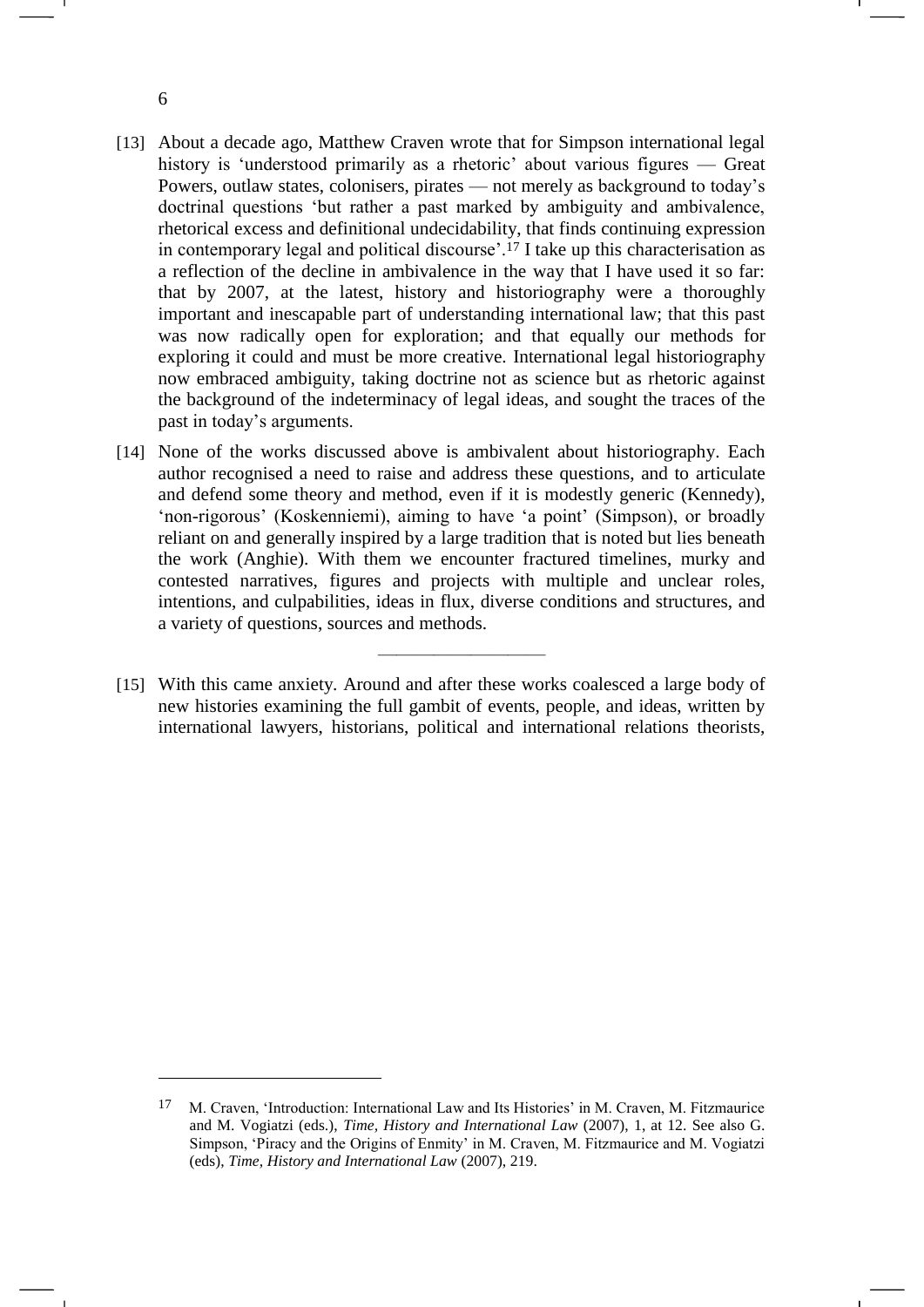[13] About a decade ago, Matthew Craven wrote that for Simpson international legal history is 'understood primarily as a rhetoric' about various figures — Great Powers, outlaw states, colonisers, pirates — not merely as background to today's doctrinal questions 'but rather a past marked by ambiguity and ambivalence, rhetorical excess and definitional undecidability, that finds continuing expression in contemporary legal and political discourse'.[17] I take up this characterisation as a reflection of the decline in ambivalence in the way that I have used it so far: that by 2007, at the latest, history and historiography were a thoroughly important and inescapable part of understanding international law; that this past was now radically open for exploration; and that equally our methods for exploring it could and must be more creative. International legal historiography now embraced ambiguity, taking doctrine not as science but as rhetoric against the background of the indeterminacy of legal ideas, and sought the traces of the past in today's arguments.

[14] None of the works discussed above is ambivalent about historiography. Each author recognised a need to raise and address these questions, and to articulate and defend some theory and method, even if it is modestly generic (Kennedy), 'non-rigorous' (Koskenniemi), aiming to have 'a point' (Simpson), or broadly reliant on and generally inspired by a large tradition that is noted but lies beneath the work (Anghie). With them we encounter fractured timelines, murky and contested narratives, figures and projects with multiple and unclear roles, intentions, and culpabilities, ideas in flux, diverse conditions and structures, and a variety of questions, sources and methods.

---

[15] With this came anxiety. Around and after these works coalesced a large body of new histories examining the full gambit of events, people, and ideas, written by international lawyers, historians, political and international relations theorists,

[17] M. Craven, 'Introduction: International Law and Its Histories' in M. Craven, M. Fitzmaurice and M. Vogiatzi (eds.), *Time, History and International Law* (2007), 1, at 12. See also G. Simpson, 'Piracy and the Origins of Enmity' in M. Craven, M. Fitzmaurice and M. Vogiatzi (eds), *Time, History and International Law* (2007), 219.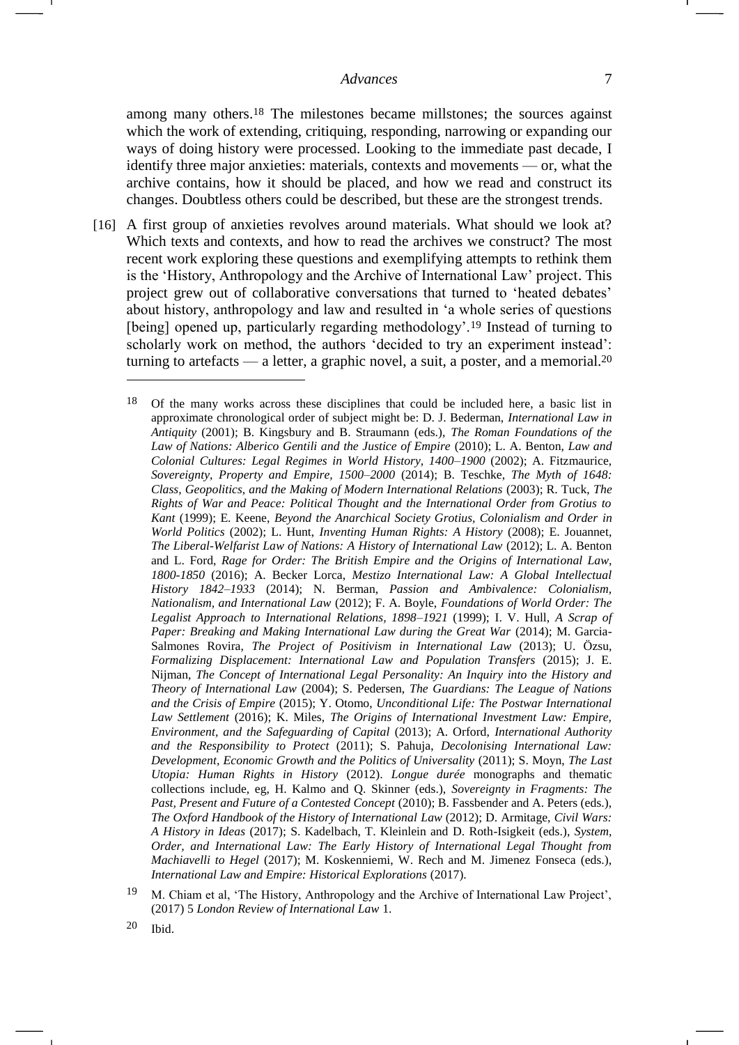among many others.[18] The milestones became millstones; the sources against which the work of extending, critiquing, responding, narrowing or expanding our ways of doing history were processed. Looking to the immediate past decade, I identify three major anxieties: materials, contexts and movements — or, what the archive contains, how it should be placed, and how we read and construct its changes. Doubtless others could be described, but these are the strongest trends.

[16] A first group of anxieties revolves around materials. What should we look at? Which texts and contexts, and how to read the archives we construct? The most recent work exploring these questions and exemplifying attempts to rethink them is the 'History, Anthropology and the Archive of International Law' project. This project grew out of collaborative conversations that turned to 'heated debates' about history, anthropology and law and resulted in 'a whole series of questions [being] opened up, particularly regarding methodology'.[19] Instead of turning to scholarly work on method, the authors 'decided to try an experiment instead': turning to artefacts — a letter, a graphic novel, a suit, a poster, and a memorial.[20]

---

[18] Of the many works across these disciplines that could be included here, a basic list in approximate chronological order of subject might be: D. J. Bederman, *International Law in Antiquity* (2001); B. Kingsbury and B. Straumann (eds.), *The Roman Foundations of the Law of Nations: Alberico Gentili and the Justice of Empire* (2010); L. A. Benton, *Law and Colonial Cultures: Legal Regimes in World History, 1400–1900* (2002); A. Fitzmaurice, *Sovereignty, Property and Empire, 1500–2000* (2014); B. Teschke, *The Myth of 1648: Class, Geopolitics, and the Making of Modern International Relations* (2003); R. Tuck, *The Rights of War and Peace: Political Thought and the International Order from Grotius to Kant* (1999); E. Keene, *Beyond the Anarchical Society Grotius, Colonialism and Order in World Politics* (2002); L. Hunt, *Inventing Human Rights: A History* (2008); E. Jouannet, *The Liberal-Welfarist Law of Nations: A History of International Law* (2012); L. A. Benton and L. Ford, *Rage for Order: The British Empire and the Origins of International Law, 1800-1850* (2016); A. Becker Lorca, *Mestizo International Law: A Global Intellectual History 1842–1933* (2014); N. Berman, *Passion and Ambivalence: Colonialism, Nationalism, and International Law* (2012); F. A. Boyle, *Foundations of World Order: The Legalist Approach to International Relations, 1898–1921* (1999); I. V. Hull, *A Scrap of Paper: Breaking and Making International Law during the Great War* (2014); M. Garcia-Salmones Rovira, *The Project of Positivism in International Law* (2013); U. Özsu, *Formalizing Displacement: International Law and Population Transfers* (2015); J. E. Nijman, *The Concept of International Legal Personality: An Inquiry into the History and Theory of International Law* (2004); S. Pedersen, *The Guardians: The League of Nations and the Crisis of Empire* (2015); Y. Otomo, *Unconditional Life: The Postwar International Law Settlement* (2016); K. Miles, *The Origins of International Investment Law: Empire, Environment, and the Safeguarding of Capital* (2013); A. Orford, *International Authority and the Responsibility to Protect* (2011); S. Pahuja, *Decolonising International Law: Development, Economic Growth and the Politics of Universality* (2011); S. Moyn, *The Last Utopia: Human Rights in History* (2012). *Longue durée* monographs and thematic collections include, eg, H. Kalmo and Q. Skinner (eds.), *Sovereignty in Fragments: The Past, Present and Future of a Contested Concept* (2010); B. Fassbender and A. Peters (eds.), *The Oxford Handbook of the History of International Law* (2012); D. Armitage, *Civil Wars: A History in Ideas* (2017); S. Kadelbach, T. Kleinlein and D. Roth-Isigkeit (eds.), *System, Order, and International Law: The Early History of International Legal Thought from Machiavelli to Hegel* (2017); M. Koskenniemi, W. Rech and M. Jimenez Fonseca (eds.), *International Law and Empire: Historical Explorations* (2017).

[19] M. Chiam et al, 'The History, Anthropology and the Archive of International Law Project', (2017) 5 *London Review of International Law* 1.

[20] Ibid.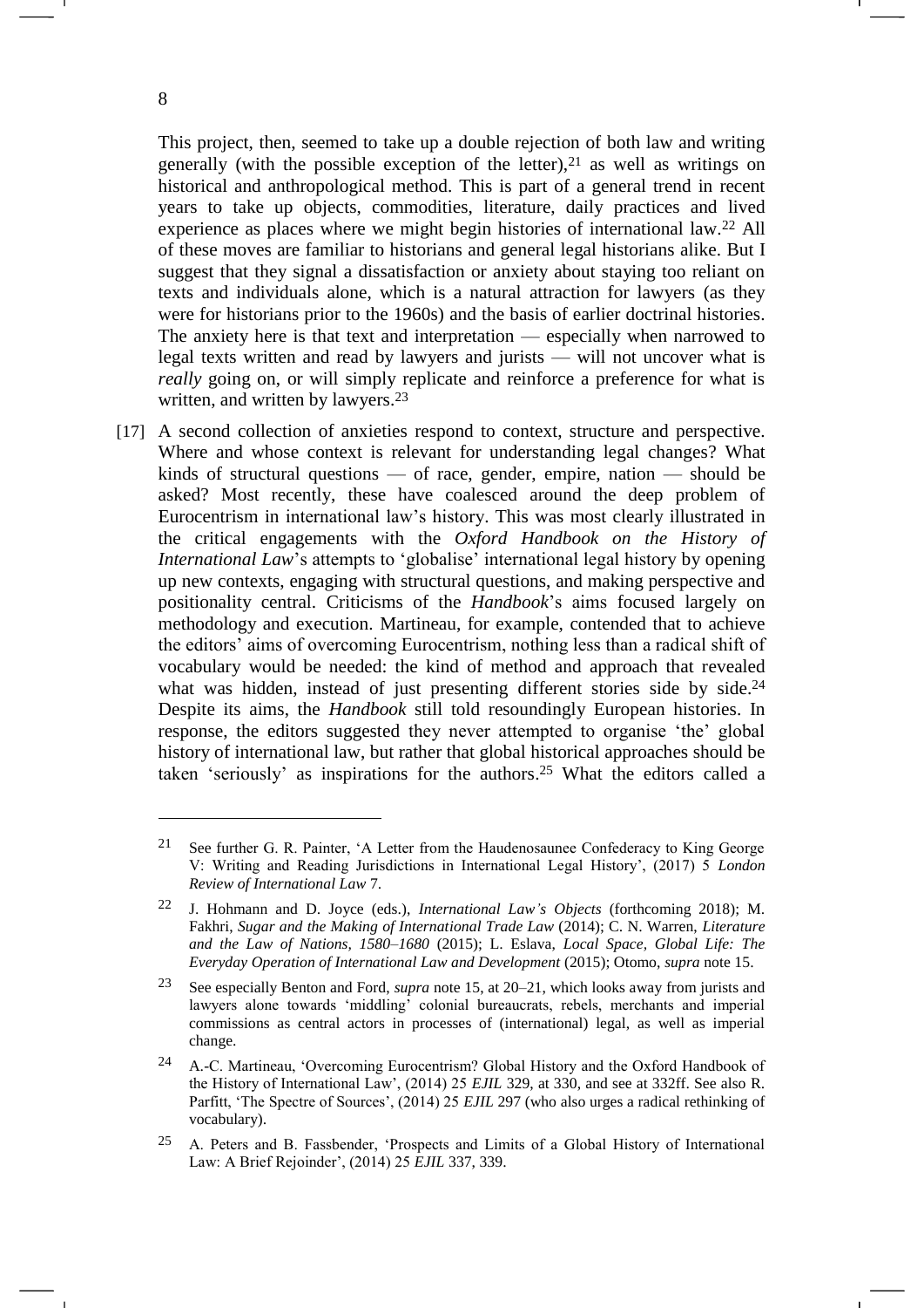This project, then, seemed to take up a double rejection of both law and writing generally (with the possible exception of the letter),[21] as well as writings on historical and anthropological method. This is part of a general trend in recent years to take up objects, commodities, literature, daily practices and lived experience as places where we might begin histories of international law.[22] All of these moves are familiar to historians and general legal historians alike. But I suggest that they signal a dissatisfaction or anxiety about staying too reliant on texts and individuals alone, which is a natural attraction for lawyers (as they were for historians prior to the 1960s) and the basis of earlier doctrinal histories. The anxiety here is that text and interpretation — especially when narrowed to legal texts written and read by lawyers and jurists — will not uncover what is *really* going on, or will simply replicate and reinforce a preference for what is written, and written by lawyers.[23]

[17] A second collection of anxieties respond to context, structure and perspective. Where and whose context is relevant for understanding legal changes? What kinds of structural questions — of race, gender, empire, nation — should be asked? Most recently, these have coalesced around the deep problem of Eurocentrism in international law's history. This was most clearly illustrated in the critical engagements with the *Oxford Handbook on the History of International Law*'s attempts to 'globalise' international legal history by opening up new contexts, engaging with structural questions, and making perspective and positionality central. Criticisms of the *Handbook*'s aims focused largely on methodology and execution. Martineau, for example, contended that to achieve the editors' aims of overcoming Eurocentrism, nothing less than a radical shift of vocabulary would be needed: the kind of method and approach that revealed what was hidden, instead of just presenting different stories side by side.[24] Despite its aims, the *Handbook* still told resoundingly European histories. In response, the editors suggested they never attempted to organise 'the' global history of international law, but rather that global historical approaches should be taken 'seriously' as inspirations for the authors.[25] What the editors called a

---

[21] See further G. R. Painter, 'A Letter from the Haudenosaunee Confederacy to King George V: Writing and Reading Jurisdictions in International Legal History', (2017) 5 *London Review of International Law* 7.

[22] J. Hohmann and D. Joyce (eds.), *International Law's Objects* (forthcoming 2018); M. Fakhri, *Sugar and the Making of International Trade Law* (2014); C. N. Warren, *Literature and the Law of Nations, 1580–1680* (2015); L. Eslava, *Local Space, Global Life: The Everyday Operation of International Law and Development* (2015); Otomo, *supra* note 15.

[23] See especially Benton and Ford, *supra* note 15, at 20–21, which looks away from jurists and lawyers alone towards 'middling' colonial bureaucrats, rebels, merchants and imperial commissions as central actors in processes of (international) legal, as well as imperial change.

[24] A.-C. Martineau, 'Overcoming Eurocentrism? Global History and the Oxford Handbook of the History of International Law', (2014) 25 *EJIL* 329, at 330, and see at 332ff. See also R. Parfitt, 'The Spectre of Sources', (2014) 25 *EJIL* 297 (who also urges a radical rethinking of vocabulary).

[25] A. Peters and B. Fassbender, 'Prospects and Limits of a Global History of International Law: A Brief Rejoinder', (2014) 25 *EJIL* 337, 339.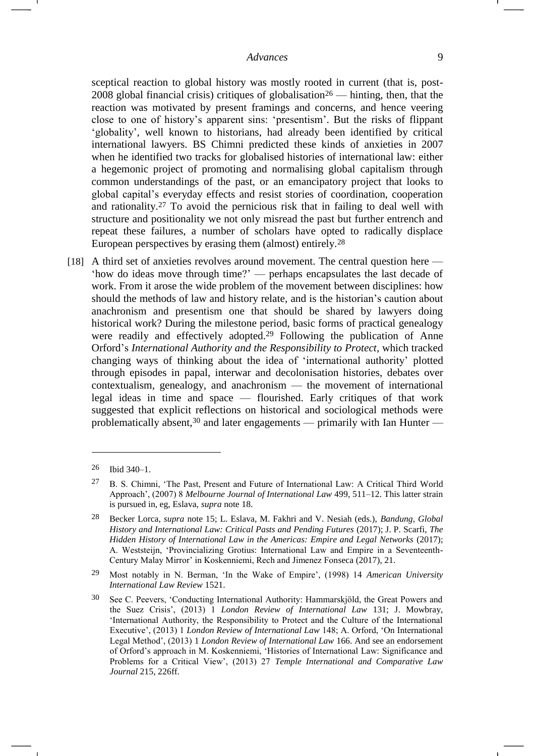sceptical reaction to global history was mostly rooted in current (that is, post-2008 global financial crisis) critiques of globalisation[26] — hinting, then, that the reaction was motivated by present framings and concerns, and hence veering close to one of history's apparent sins: 'presentism'. But the risks of flippant 'globality', well known to historians, had already been identified by critical international lawyers. BS Chimni predicted these kinds of anxieties in 2007 when he identified two tracks for globalised histories of international law: either a hegemonic project of promoting and normalising global capitalism through common understandings of the past, or an emancipatory project that looks to global capital's everyday effects and resist stories of coordination, cooperation and rationality.[27] To avoid the pernicious risk that in failing to deal well with structure and positionality we not only misread the past but further entrench and repeat these failures, a number of scholars have opted to radically displace European perspectives by erasing them (almost) entirely.[28]

[18] A third set of anxieties revolves around movement. The central question here — 'how do ideas move through time?' — perhaps encapsulates the last decade of work. From it arose the wide problem of the movement between disciplines: how should the methods of law and history relate, and is the historian's caution about anachronism and presentism one that should be shared by lawyers doing historical work? During the milestone period, basic forms of practical genealogy were readily and effectively adopted.[29] Following the publication of Anne Orford's *International Authority and the Responsibility to Protect*, which tracked changing ways of thinking about the idea of 'international authority' plotted through episodes in papal, interwar and decolonisation histories, debates over contextualism, genealogy, and anachronism — the movement of international legal ideas in time and space — flourished. Early critiques of that work suggested that explicit reflections on historical and sociological methods were problematically absent,[30] and later engagements — primarily with Ian Hunter —

---

[26] Ibid 340–1.

[27] B. S. Chimni, 'The Past, Present and Future of International Law: A Critical Third World Approach', (2007) 8 *Melbourne Journal of International Law* 499, 511–12. This latter strain is pursued in, eg, Eslava, *supra* note 18.

[28] Becker Lorca, *supra* note 15; L. Eslava, M. Fakhri and V. Nesiah (eds.), *Bandung, Global History and International Law: Critical Pasts and Pending Futures* (2017); J. P. Scarfi, *The Hidden History of International Law in the Americas: Empire and Legal Networks* (2017); A. Weststeijn, 'Provincializing Grotius: International Law and Empire in a Seventeenth-Century Malay Mirror' in Koskenniemi, Rech and Jimenez Fonseca (2017), 21.

[29] Most notably in N. Berman, 'In the Wake of Empire', (1998) 14 *American University International Law Review* 1521.

[30] See C. Peevers, 'Conducting International Authority: Hammarskjöld, the Great Powers and the Suez Crisis', (2013) 1 *London Review of International Law* 131; J. Mowbray, 'International Authority, the Responsibility to Protect and the Culture of the International Executive', (2013) 1 *London Review of International Law* 148; A. Orford, 'On International Legal Method', (2013) 1 *London Review of International Law* 166. And see an endorsement of Orford's approach in M. Koskenniemi, 'Histories of International Law: Significance and Problems for a Critical View', (2013) 27 *Temple International and Comparative Law Journal* 215, 226ff.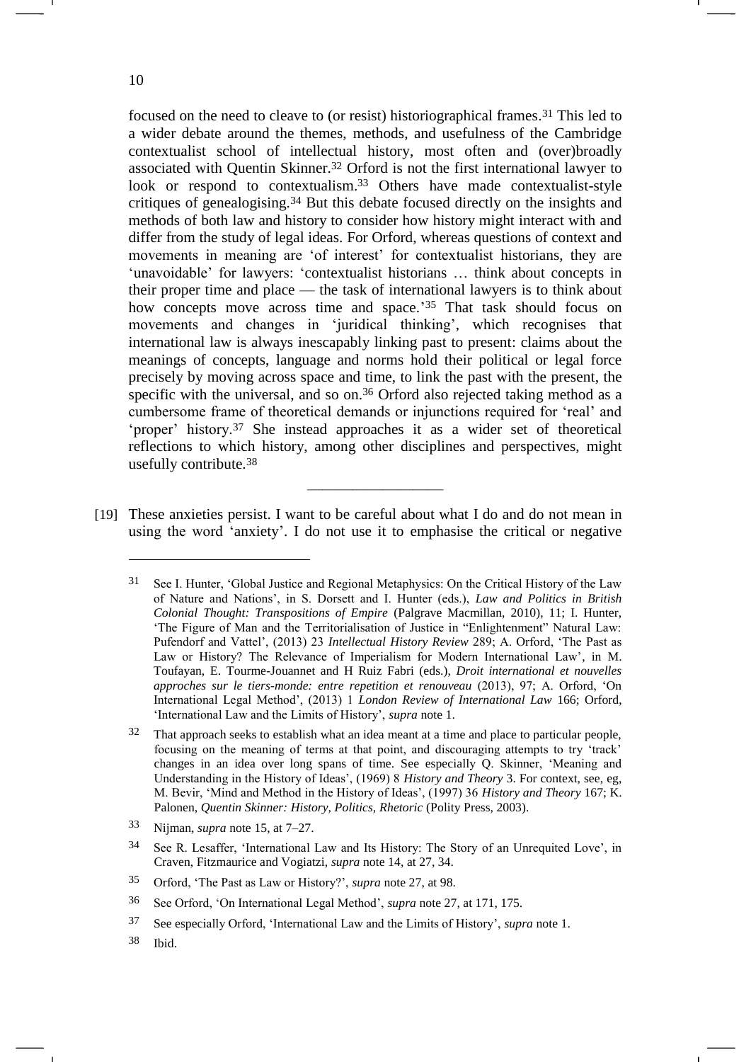focused on the need to cleave to (or resist) historiographical frames.[31] This led to a wider debate around the themes, methods, and usefulness of the Cambridge contextualist school of intellectual history, most often and (over)broadly associated with Quentin Skinner.[32] Orford is not the first international lawyer to look or respond to contextualism.[33] Others have made contextualist-style critiques of genealogising.[34] But this debate focused directly on the insights and methods of both law and history to consider how history might interact with and differ from the study of legal ideas. For Orford, whereas questions of context and movements in meaning are 'of interest' for contextualist historians, they are 'unavoidable' for lawyers: 'contextualist historians … think about concepts in their proper time and place — the task of international lawyers is to think about how concepts move across time and space.'[35] That task should focus on movements and changes in 'juridical thinking', which recognises that international law is always inescapably linking past to present: claims about the meanings of concepts, language and norms hold their political or legal force precisely by moving across space and time, to link the past with the present, the specific with the universal, and so on.[36] Orford also rejected taking method as a cumbersome frame of theoretical demands or injunctions required for 'real' and 'proper' history.[37] She instead approaches it as a wider set of theoretical reflections to which history, among other disciplines and perspectives, might usefully contribute.[38]

---

[19] These anxieties persist. I want to be careful about what I do and do not mean in using the word 'anxiety'. I do not use it to emphasise the critical or negative

---

[31] See I. Hunter, 'Global Justice and Regional Metaphysics: On the Critical History of the Law of Nature and Nations', in S. Dorsett and I. Hunter (eds.), *Law and Politics in British Colonial Thought: Transpositions of Empire* (Palgrave Macmillan, 2010), 11; I. Hunter, 'The Figure of Man and the Territorialisation of Justice in "Enlightenment" Natural Law: Pufendorf and Vattel', (2013) 23 *Intellectual History Review* 289; A. Orford, 'The Past as Law or History? The Relevance of Imperialism for Modern International Law', in M. Toufayan, E. Tourme-Jouannet and H Ruiz Fabri (eds.), *Droit international et nouvelles approches sur le tiers-monde: entre repetition et renouveau* (2013), 97; A. Orford, 'On International Legal Method', (2013) 1 *London Review of International Law* 166; Orford, 'International Law and the Limits of History', *supra* note 1.

[32] That approach seeks to establish what an idea meant at a time and place to particular people, focusing on the meaning of terms at that point, and discouraging attempts to try 'track' changes in an idea over long spans of time. See especially Q. Skinner, 'Meaning and Understanding in the History of Ideas', (1969) 8 *History and Theory* 3. For context, see, eg, M. Bevir, 'Mind and Method in the History of Ideas', (1997) 36 *History and Theory* 167; K. Palonen, *Quentin Skinner: History, Politics, Rhetoric* (Polity Press, 2003).

[33] Nijman, *supra* note 15, at 7–27.

[34] See R. Lesaffer, 'International Law and Its History: The Story of an Unrequited Love', in Craven, Fitzmaurice and Vogiatzi, *supra* note 14, at 27, 34.

[35] Orford, 'The Past as Law or History?', *supra* note 27, at 98.

[36] See Orford, 'On International Legal Method', *supra* note 27, at 171, 175.

[37] See especially Orford, 'International Law and the Limits of History', *supra* note 1.

[38] Ibid.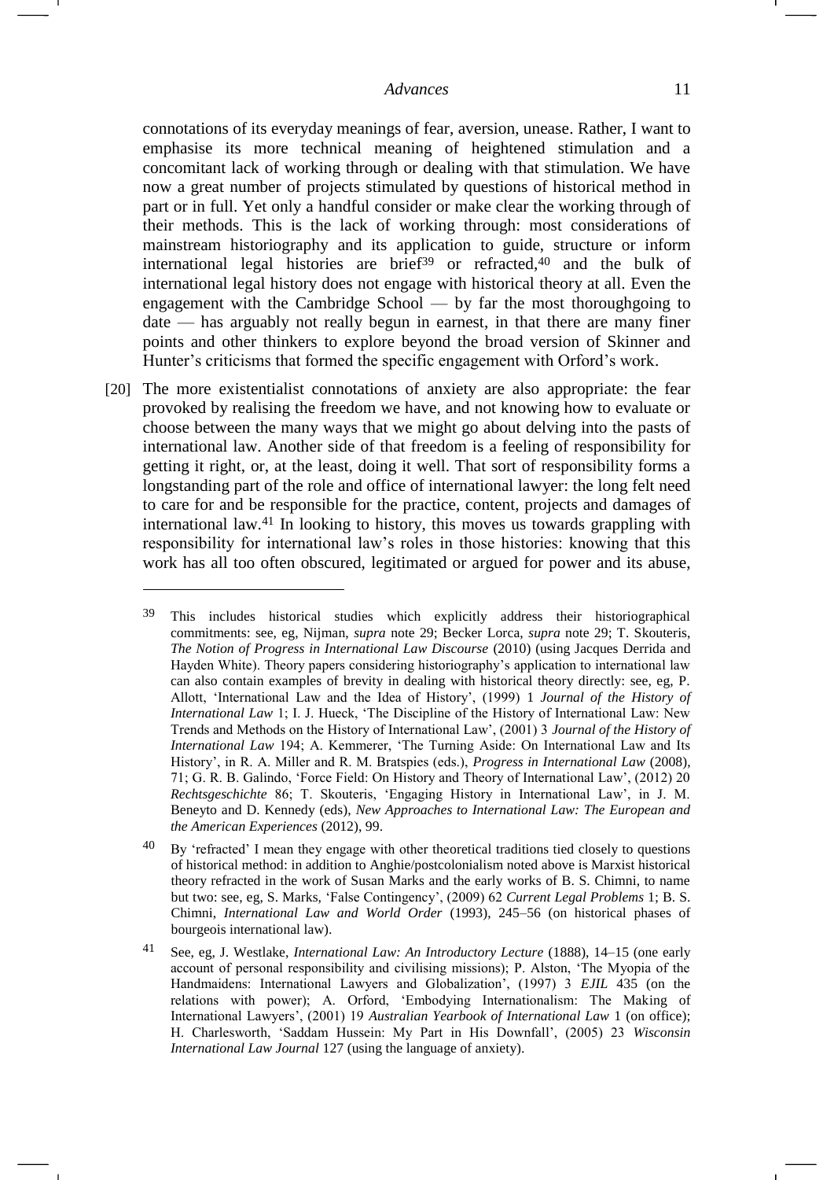connotations of its everyday meanings of fear, aversion, unease. Rather, I want to emphasise its more technical meaning of heightened stimulation and a concomitant lack of working through or dealing with that stimulation. We have now a great number of projects stimulated by questions of historical method in part or in full. Yet only a handful consider or make clear the working through of their methods. This is the lack of working through: most considerations of mainstream historiography and its application to guide, structure or inform international legal histories are brief[39] or refracted,[40] and the bulk of international legal history does not engage with historical theory at all. Even the engagement with the Cambridge School — by far the most thoroughgoing to date — has arguably not really begun in earnest, in that there are many finer points and other thinkers to explore beyond the broad version of Skinner and Hunter's criticisms that formed the specific engagement with Orford's work.

[20] The more existentialist connotations of anxiety are also appropriate: the fear provoked by realising the freedom we have, and not knowing how to evaluate or choose between the many ways that we might go about delving into the pasts of international law. Another side of that freedom is a feeling of responsibility for getting it right, or, at the least, doing it well. That sort of responsibility forms a longstanding part of the role and office of international lawyer: the long felt need to care for and be responsible for the practice, content, projects and damages of international law.[41] In looking to history, this moves us towards grappling with responsibility for international law's roles in those histories: knowing that this work has all too often obscured, legitimated or argued for power and its abuse,

---

[39] This includes historical studies which explicitly address their historiographical commitments: see, eg, Nijman, *supra* note 29; Becker Lorca, *supra* note 29; T. Skouteris, *The Notion of Progress in International Law Discourse* (2010) (using Jacques Derrida and Hayden White). Theory papers considering historiography's application to international law can also contain examples of brevity in dealing with historical theory directly: see, eg, P. Allott, 'International Law and the Idea of History', (1999) 1 *Journal of the History of International Law* 1; I. J. Hueck, 'The Discipline of the History of International Law: New Trends and Methods on the History of International Law', (2001) 3 *Journal of the History of International Law* 194; A. Kemmerer, 'The Turning Aside: On International Law and Its History', in R. A. Miller and R. M. Bratspies (eds.), *Progress in International Law* (2008), 71; G. R. B. Galindo, 'Force Field: On History and Theory of International Law', (2012) 20 *Rechtsgeschichte* 86; T. Skouteris, 'Engaging History in International Law', in J. M. Beneyto and D. Kennedy (eds), *New Approaches to International Law: The European and the American Experiences* (2012), 99.

[40] By 'refracted' I mean they engage with other theoretical traditions tied closely to questions of historical method: in addition to Anghie/postcolonialism noted above is Marxist historical theory refracted in the work of Susan Marks and the early works of B. S. Chimni, to name but two: see, eg, S. Marks, 'False Contingency', (2009) 62 *Current Legal Problems* 1; B. S. Chimni, *International Law and World Order* (1993), 245–56 (on historical phases of bourgeois international law).

[41] See, eg, J. Westlake, *International Law: An Introductory Lecture* (1888), 14–15 (one early account of personal responsibility and civilising missions); P. Alston, 'The Myopia of the Handmaidens: International Lawyers and Globalization', (1997) 3 *EJIL* 435 (on the relations with power); A. Orford, 'Embodying Internationalism: The Making of International Lawyers', (2001) 19 *Australian Yearbook of International Law* 1 (on office); H. Charlesworth, 'Saddam Hussein: My Part in His Downfall', (2005) 23 *Wisconsin International Law Journal* 127 (using the language of anxiety).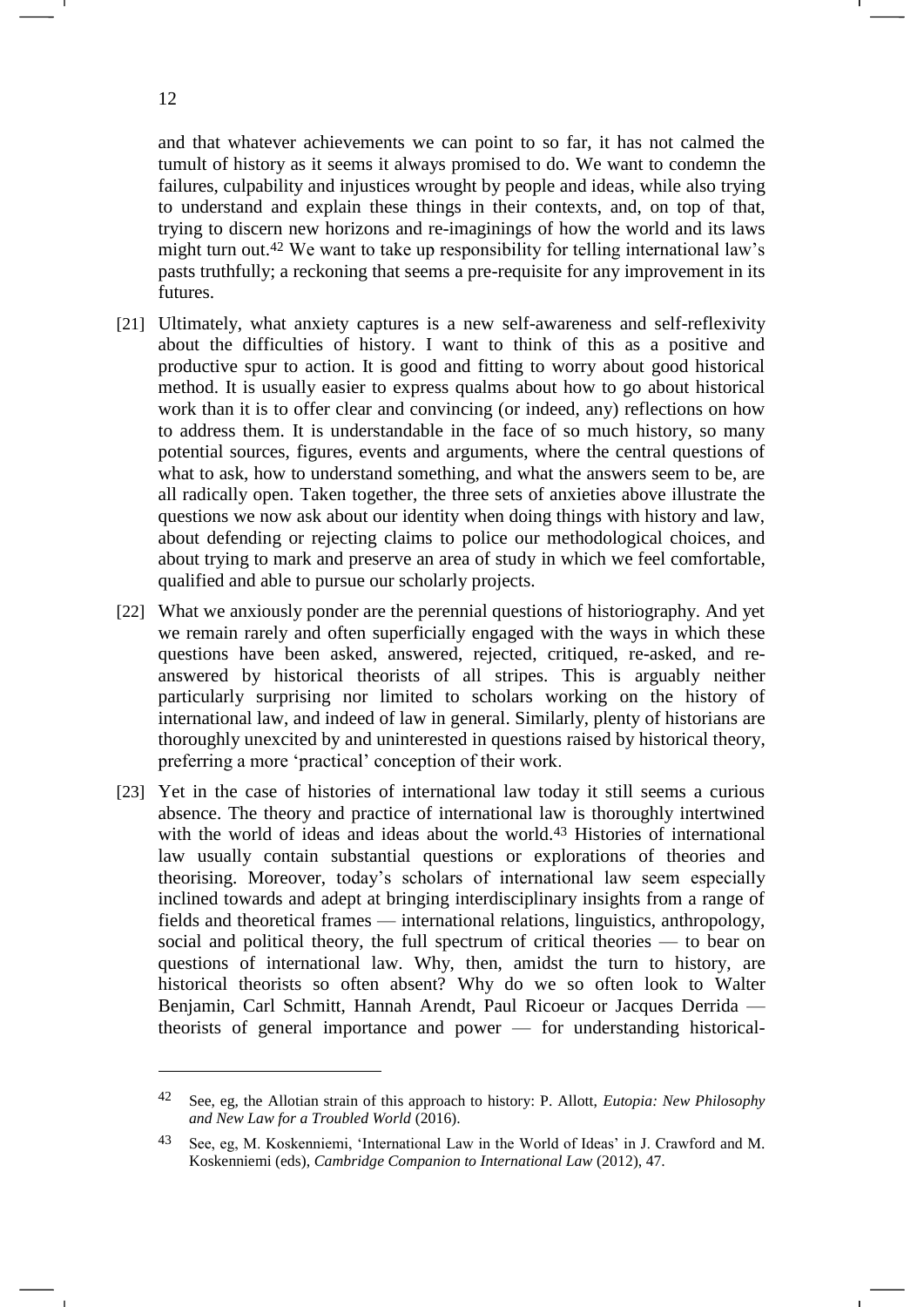and that whatever achievements we can point to so far, it has not calmed the tumult of history as it seems it always promised to do. We want to condemn the failures, culpability and injustices wrought by people and ideas, while also trying to understand and explain these things in their contexts, and, on top of that, trying to discern new horizons and re-imaginings of how the world and its laws might turn out.[42] We want to take up responsibility for telling international law's pasts truthfully; a reckoning that seems a pre-requisite for any improvement in its futures.

[21] Ultimately, what anxiety captures is a new self-awareness and self-reflexivity about the difficulties of history. I want to think of this as a positive and productive spur to action. It is good and fitting to worry about good historical method. It is usually easier to express qualms about how to go about historical work than it is to offer clear and convincing (or indeed, any) reflections on how to address them. It is understandable in the face of so much history, so many potential sources, figures, events and arguments, where the central questions of what to ask, how to understand something, and what the answers seem to be, are all radically open. Taken together, the three sets of anxieties above illustrate the questions we now ask about our identity when doing things with history and law, about defending or rejecting claims to police our methodological choices, and about trying to mark and preserve an area of study in which we feel comfortable, qualified and able to pursue our scholarly projects.

[22] What we anxiously ponder are the perennial questions of historiography. And yet we remain rarely and often superficially engaged with the ways in which these questions have been asked, answered, rejected, critiqued, re-asked, and re-answered by historical theorists of all stripes. This is arguably neither particularly surprising nor limited to scholars working on the history of international law, and indeed of law in general. Similarly, plenty of historians are thoroughly unexcited by and uninterested in questions raised by historical theory, preferring a more 'practical' conception of their work.

[23] Yet in the case of histories of international law today it still seems a curious absence. The theory and practice of international law is thoroughly intertwined with the world of ideas and ideas about the world.[43] Histories of international law usually contain substantial questions or explorations of theories and theorising. Moreover, today's scholars of international law seem especially inclined towards and adept at bringing interdisciplinary insights from a range of fields and theoretical frames — international relations, linguistics, anthropology, social and political theory, the full spectrum of critical theories — to bear on questions of international law. Why, then, amidst the turn to history, are historical theorists so often absent? Why do we so often look to Walter Benjamin, Carl Schmitt, Hannah Arendt, Paul Ricoeur or Jacques Derrida — theorists of general importance and power — for understanding historical-

---

[42] See, eg, the Allotian strain of this approach to history: P. Allott, *Eutopia: New Philosophy and New Law for a Troubled World* (2016).

[43] See, eg, M. Koskenniemi, 'International Law in the World of Ideas' in J. Crawford and M. Koskenniemi (eds), *Cambridge Companion to International Law* (2012), 47.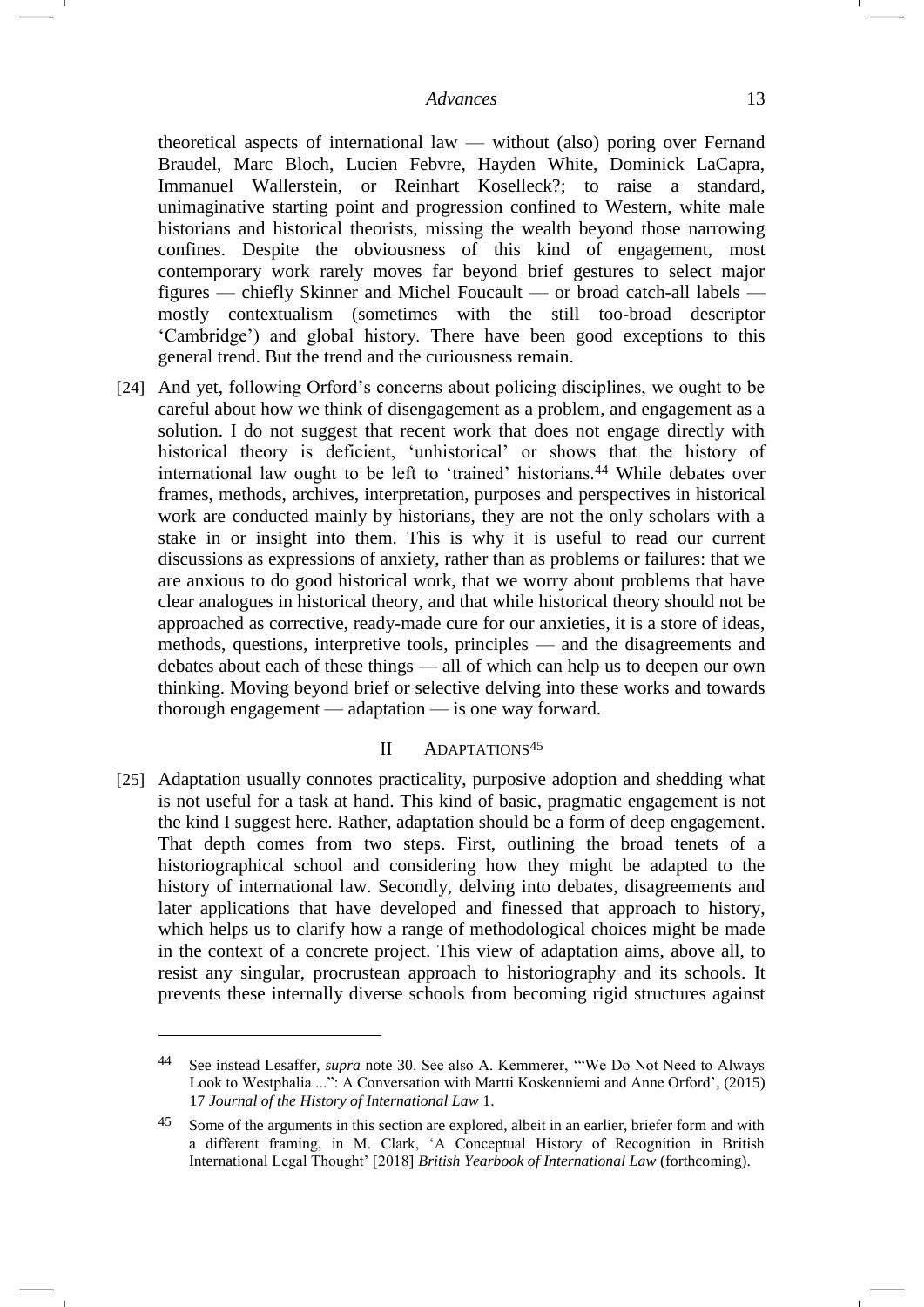theoretical aspects of international law — without (also) poring over Fernand Braudel, Marc Bloch, Lucien Febvre, Hayden White, Dominick LaCapra, Immanuel Wallerstein, or Reinhart Koselleck?; to raise a standard, unimaginative starting point and progression confined to Western, white male historians and historical theorists, missing the wealth beyond those narrowing confines. Despite the obviousness of this kind of engagement, most contemporary work rarely moves far beyond brief gestures to select major figures — chiefly Skinner and Michel Foucault — or broad catch-all labels — mostly contextualism (sometimes with the still too-broad descriptor 'Cambridge') and global history. There have been good exceptions to this general trend. But the trend and the curiousness remain.

[24] And yet, following Orford's concerns about policing disciplines, we ought to be careful about how we think of disengagement as a problem, and engagement as a solution. I do not suggest that recent work that does not engage directly with historical theory is deficient, 'unhistorical' or shows that the history of international law ought to be left to 'trained' historians.[44] While debates over frames, methods, archives, interpretation, purposes and perspectives in historical work are conducted mainly by historians, they are not the only scholars with a stake in or insight into them. This is why it is useful to read our current discussions as expressions of anxiety, rather than as problems or failures: that we are anxious to do good historical work, that we worry about problems that have clear analogues in historical theory, and that while historical theory should not be approached as corrective, ready-made cure for our anxieties, it is a store of ideas, methods, questions, interpretive tools, principles — and the disagreements and debates about each of these things — all of which can help us to deepen our own thinking. Moving beyond brief or selective delving into these works and towards thorough engagement — adaptation — is one way forward.

## II ADAPTATIONS[45]

[25] Adaptation usually connotes practicality, purposive adoption and shedding what is not useful for a task at hand. This kind of basic, pragmatic engagement is not the kind I suggest here. Rather, adaptation should be a form of deep engagement. That depth comes from two steps. First, outlining the broad tenets of a historiographical school and considering how they might be adapted to the history of international law. Secondly, delving into debates, disagreements and later applications that have developed and finessed that approach to history, which helps us to clarify how a range of methodological choices might be made in the context of a concrete project. This view of adaptation aims, above all, to resist any singular, procrustean approach to historiography and its schools. It prevents these internally diverse schools from becoming rigid structures against

---

[44] See instead Lesaffer, *supra* note 30. See also A. Kemmerer, '"We Do Not Need to Always Look to Westphalia ...": A Conversation with Martti Koskenniemi and Anne Orford', (2015) 17 *Journal of the History of International Law* 1.

[45] Some of the arguments in this section are explored, albeit in an earlier, briefer form and with a different framing, in M. Clark, 'A Conceptual History of Recognition in British International Legal Thought' [2018] *British Yearbook of International Law* (forthcoming).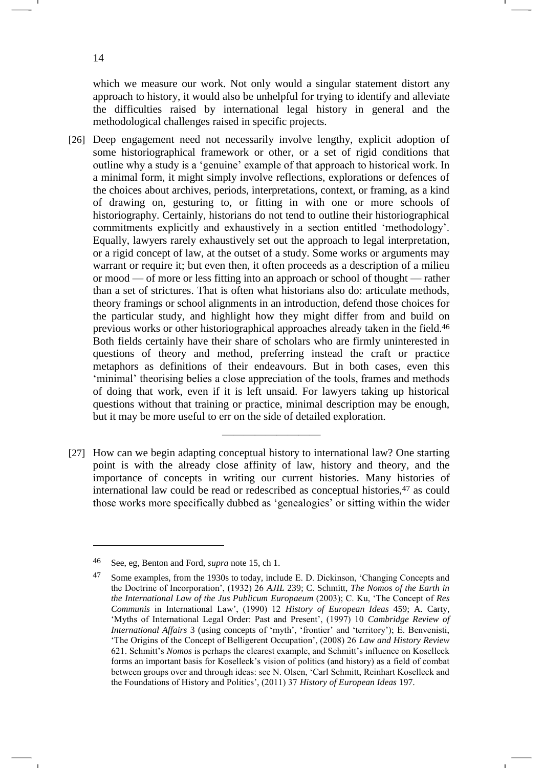which we measure our work. Not only would a singular statement distort any approach to history, it would also be unhelpful for trying to identify and alleviate the difficulties raised by international legal history in general and the methodological challenges raised in specific projects.

[26] Deep engagement need not necessarily involve lengthy, explicit adoption of some historiographical framework or other, or a set of rigid conditions that outline why a study is a 'genuine' example of that approach to historical work. In a minimal form, it might simply involve reflections, explorations or defences of the choices about archives, periods, interpretations, context, or framing, as a kind of drawing on, gesturing to, or fitting in with one or more schools of historiography. Certainly, historians do not tend to outline their historiographical commitments explicitly and exhaustively in a section entitled 'methodology'. Equally, lawyers rarely exhaustively set out the approach to legal interpretation, or a rigid concept of law, at the outset of a study. Some works or arguments may warrant or require it; but even then, it often proceeds as a description of a milieu or mood — of more or less fitting into an approach or school of thought — rather than a set of strictures. That is often what historians also do: articulate methods, theory framings or school alignments in an introduction, defend those choices for the particular study, and highlight how they might differ from and build on previous works or other historiographical approaches already taken in the field.[46] Both fields certainly have their share of scholars who are firmly uninterested in questions of theory and method, preferring instead the craft or practice metaphors as definitions of their endeavours. But in both cases, even this 'minimal' theorising belies a close appreciation of the tools, frames and methods of doing that work, even if it is left unsaid. For lawyers taking up historical questions without that training or practice, minimal description may be enough, but it may be more useful to err on the side of detailed exploration.

---

[27] How can we begin adapting conceptual history to international law? One starting point is with the already close affinity of law, history and theory, and the importance of concepts in writing our current histories. Many histories of international law could be read or redescribed as conceptual histories,[47] as could those works more specifically dubbed as 'genealogies' or sitting within the wider

---

[46] See, eg, Benton and Ford, *supra* note 15, ch 1.

[47] Some examples, from the 1930s to today, include E. D. Dickinson, 'Changing Concepts and the Doctrine of Incorporation', (1932) 26 *AJIL* 239; C. Schmitt, *The Nomos of the Earth in the International Law of the Jus Publicum Europaeum* (2003); C. Ku, 'The Concept of *Res Communis* in International Law', (1990) 12 *History of European Ideas* 459; A. Carty, 'Myths of International Legal Order: Past and Present', (1997) 10 *Cambridge Review of International Affairs* 3 (using concepts of 'myth', 'frontier' and 'territory'); E. Benvenisti, 'The Origins of the Concept of Belligerent Occupation', (2008) 26 *Law and History Review* 621. Schmitt's *Nomos* is perhaps the clearest example, and Schmitt's influence on Koselleck forms an important basis for Koselleck's vision of politics (and history) as a field of combat between groups over and through ideas: see N. Olsen, 'Carl Schmitt, Reinhart Koselleck and the Foundations of History and Politics', (2011) 37 *History of European Ideas* 197.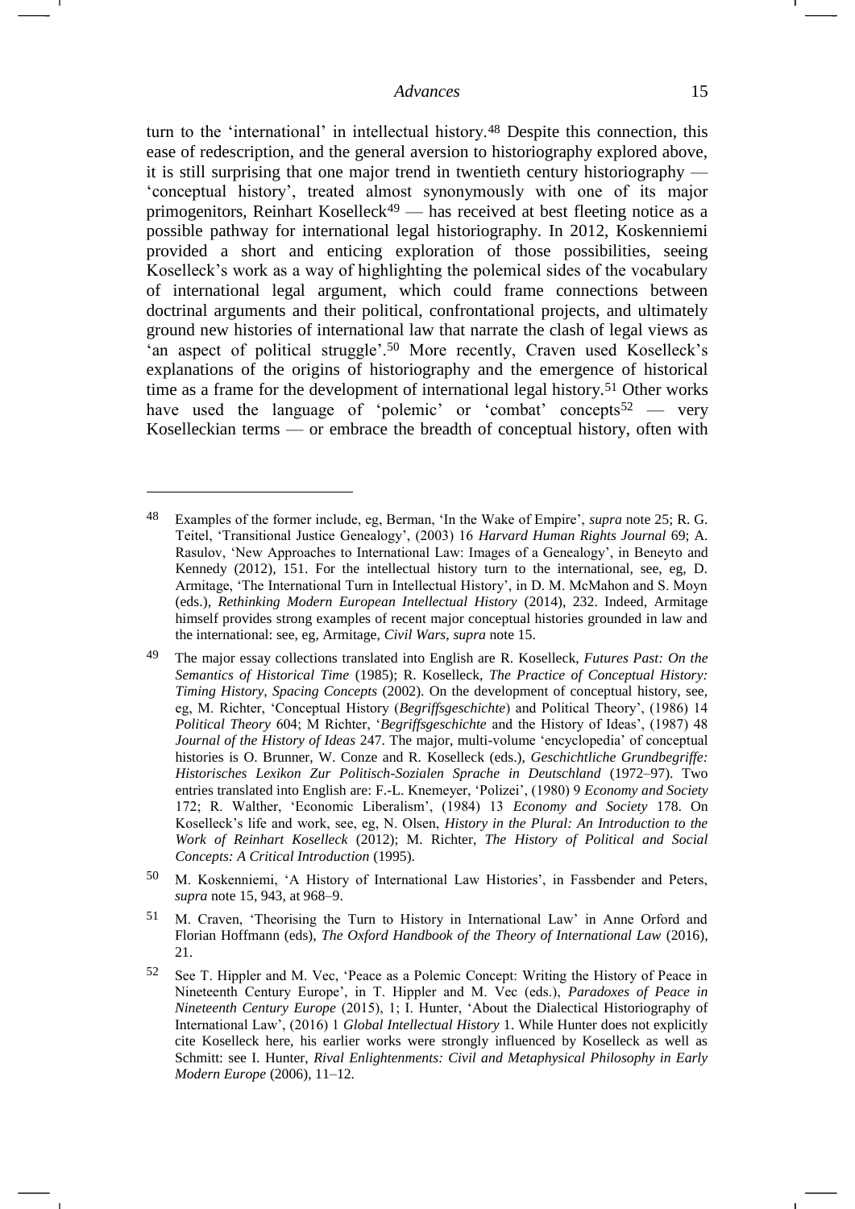turn to the 'international' in intellectual history.[48] Despite this connection, this ease of redescription, and the general aversion to historiography explored above, it is still surprising that one major trend in twentieth century historiography — 'conceptual history', treated almost synonymously with one of its major primogenitors, Reinhart Koselleck[49] — has received at best fleeting notice as a possible pathway for international legal historiography. In 2012, Koskenniemi provided a short and enticing exploration of those possibilities, seeing Koselleck's work as a way of highlighting the polemical sides of the vocabulary of international legal argument, which could frame connections between doctrinal arguments and their political, confrontational projects, and ultimately ground new histories of international law that narrate the clash of legal views as 'an aspect of political struggle'.[50] More recently, Craven used Koselleck's explanations of the origins of historiography and the emergence of historical time as a frame for the development of international legal history.[51] Other works have used the language of 'polemic' or 'combat' concepts[52] — very Koselleckian terms — or embrace the breadth of conceptual history, often with

---

[48] Examples of the former include, eg, Berman, 'In the Wake of Empire', *supra* note 25; R. G. Teitel, 'Transitional Justice Genealogy', (2003) 16 *Harvard Human Rights Journal* 69; A. Rasulov, 'New Approaches to International Law: Images of a Genealogy', in Beneyto and Kennedy (2012), 151. For the intellectual history turn to the international, see, eg, D. Armitage, 'The International Turn in Intellectual History', in D. M. McMahon and S. Moyn (eds.), *Rethinking Modern European Intellectual History* (2014), 232. Indeed, Armitage himself provides strong examples of recent major conceptual histories grounded in law and the international: see, eg, Armitage, *Civil Wars*, *supra* note 15.

[49] The major essay collections translated into English are R. Koselleck, *Futures Past: On the Semantics of Historical Time* (1985); R. Koselleck, *The Practice of Conceptual History: Timing History, Spacing Concepts* (2002). On the development of conceptual history, see, eg, M. Richter, 'Conceptual History (*Begriffsgeschichte*) and Political Theory', (1986) 14 *Political Theory* 604; M Richter, '*Begriffsgeschichte* and the History of Ideas', (1987) 48 *Journal of the History of Ideas* 247. The major, multi-volume 'encyclopedia' of conceptual histories is O. Brunner, W. Conze and R. Koselleck (eds.), *Geschichtliche Grundbegriffe: Historisches Lexikon Zur Politisch-Sozialen Sprache in Deutschland* (1972–97). Two entries translated into English are: F.-L. Knemeyer, 'Polizei', (1980) 9 *Economy and Society* 172; R. Walther, 'Economic Liberalism', (1984) 13 *Economy and Society* 178. On Koselleck's life and work, see, eg, N. Olsen, *History in the Plural: An Introduction to the Work of Reinhart Koselleck* (2012); M. Richter, *The History of Political and Social Concepts: A Critical Introduction* (1995).

[50] M. Koskenniemi, 'A History of International Law Histories', in Fassbender and Peters, *supra* note 15, 943, at 968–9.

[51] M. Craven, 'Theorising the Turn to History in International Law' in Anne Orford and Florian Hoffmann (eds), *The Oxford Handbook of the Theory of International Law* (2016), 21.

[52] See T. Hippler and M. Vec, 'Peace as a Polemic Concept: Writing the History of Peace in Nineteenth Century Europe', in T. Hippler and M. Vec (eds.), *Paradoxes of Peace in Nineteenth Century Europe* (2015), 1; I. Hunter, 'About the Dialectical Historiography of International Law', (2016) 1 *Global Intellectual History* 1. While Hunter does not explicitly cite Koselleck here, his earlier works were strongly influenced by Koselleck as well as Schmitt: see I. Hunter, *Rival Enlightenments: Civil and Metaphysical Philosophy in Early Modern Europe* (2006), 11–12.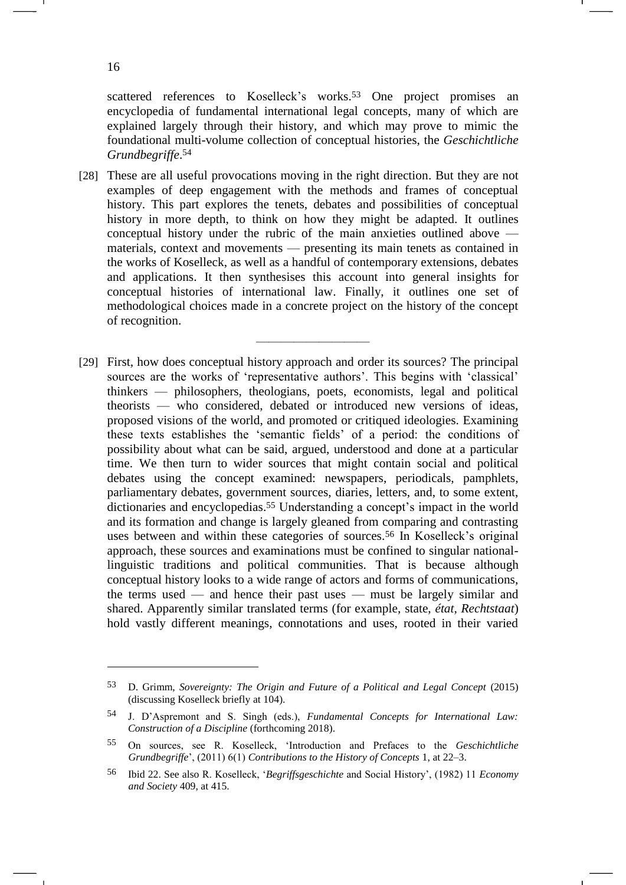scattered references to Koselleck's works.[53] One project promises an encyclopedia of fundamental international legal concepts, many of which are explained largely through their history, and which may prove to mimic the foundational multi-volume collection of conceptual histories, the *Geschichtliche Grundbegriffe*.[54]

[28] These are all useful provocations moving in the right direction. But they are not examples of deep engagement with the methods and frames of conceptual history. This part explores the tenets, debates and possibilities of conceptual history in more depth, to think on how they might be adapted. It outlines conceptual history under the rubric of the main anxieties outlined above — materials, context and movements — presenting its main tenets as contained in the works of Koselleck, as well as a handful of contemporary extensions, debates and applications. It then synthesises this account into general insights for conceptual histories of international law. Finally, it outlines one set of methodological choices made in a concrete project on the history of the concept of recognition.

---

[29] First, how does conceptual history approach and order its sources? The principal sources are the works of 'representative authors'. This begins with 'classical' thinkers — philosophers, theologians, poets, economists, legal and political theorists — who considered, debated or introduced new versions of ideas, proposed visions of the world, and promoted or critiqued ideologies. Examining these texts establishes the 'semantic fields' of a period: the conditions of possibility about what can be said, argued, understood and done at a particular time. We then turn to wider sources that might contain social and political debates using the concept examined: newspapers, periodicals, pamphlets, parliamentary debates, government sources, diaries, letters, and, to some extent, dictionaries and encyclopedias.[55] Understanding a concept's impact in the world and its formation and change is largely gleaned from comparing and contrasting uses between and within these categories of sources.[56] In Koselleck's original approach, these sources and examinations must be confined to singular national-linguistic traditions and political communities. That is because although conceptual history looks to a wide range of actors and forms of communications, the terms used — and hence their past uses — must be largely similar and shared. Apparently similar translated terms (for example, state, *état*, *Rechtstaat*) hold vastly different meanings, connotations and uses, rooted in their varied

---

53 D. Grimm, *Sovereignty: The Origin and Future of a Political and Legal Concept* (2015) (discussing Koselleck briefly at 104).

54 J. D'Aspremont and S. Singh (eds.), *Fundamental Concepts for International Law: Construction of a Discipline* (forthcoming 2018).

55 On sources, see R. Koselleck, 'Introduction and Prefaces to the *Geschichtliche Grundbegriffe*', (2011) 6(1) *Contributions to the History of Concepts* 1, at 22–3.

56 Ibid 22. See also R. Koselleck, '*Begriffsgeschichte* and Social History', (1982) 11 *Economy and Society* 409, at 415.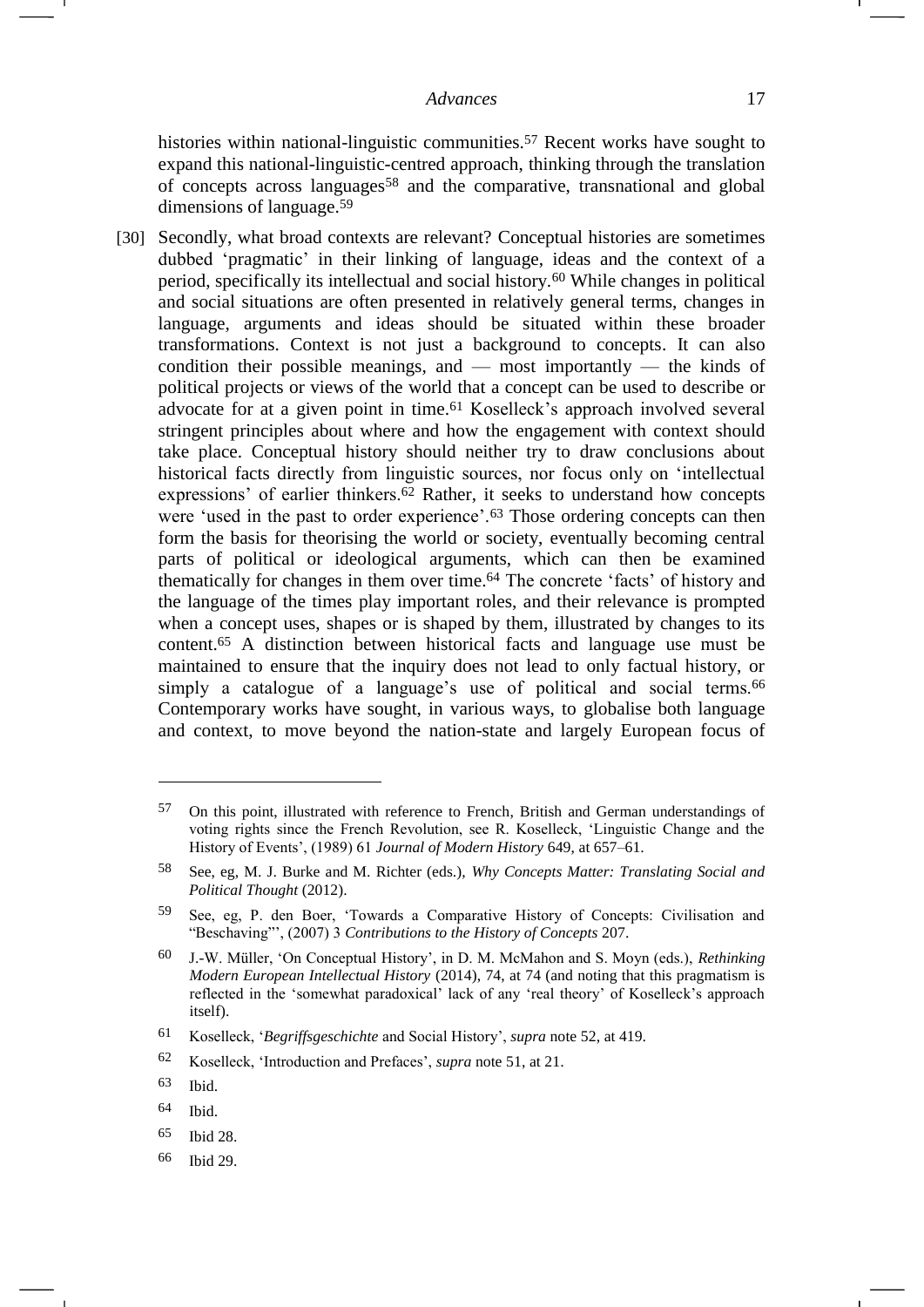histories within national-linguistic communities.[57] Recent works have sought to expand this national-linguistic-centred approach, thinking through the translation of concepts across languages[58] and the comparative, transnational and global dimensions of language.[59]

[30] Secondly, what broad contexts are relevant? Conceptual histories are sometimes dubbed 'pragmatic' in their linking of language, ideas and the context of a period, specifically its intellectual and social history.[60] While changes in political and social situations are often presented in relatively general terms, changes in language, arguments and ideas should be situated within these broader transformations. Context is not just a background to concepts. It can also condition their possible meanings, and — most importantly — the kinds of political projects or views of the world that a concept can be used to describe or advocate for at a given point in time.[61] Koselleck's approach involved several stringent principles about where and how the engagement with context should take place. Conceptual history should neither try to draw conclusions about historical facts directly from linguistic sources, nor focus only on 'intellectual expressions' of earlier thinkers.[62] Rather, it seeks to understand how concepts were 'used in the past to order experience'.[63] Those ordering concepts can then form the basis for theorising the world or society, eventually becoming central parts of political or ideological arguments, which can then be examined thematically for changes in them over time.[64] The concrete 'facts' of history and the language of the times play important roles, and their relevance is prompted when a concept uses, shapes or is shaped by them, illustrated by changes to its content.[65] A distinction between historical facts and language use must be maintained to ensure that the inquiry does not lead to only factual history, or simply a catalogue of a language's use of political and social terms.[66] Contemporary works have sought, in various ways, to globalise both language and context, to move beyond the nation-state and largely European focus of

---

57 On this point, illustrated with reference to French, British and German understandings of voting rights since the French Revolution, see R. Koselleck, 'Linguistic Change and the History of Events', (1989) 61 *Journal of Modern History* 649, at 657–61.

58 See, eg, M. J. Burke and M. Richter (eds.), *Why Concepts Matter: Translating Social and Political Thought* (2012).

59 See, eg, P. den Boer, 'Towards a Comparative History of Concepts: Civilisation and "Beschaving"', (2007) 3 *Contributions to the History of Concepts* 207.

60 J.-W. Müller, 'On Conceptual History', in D. M. McMahon and S. Moyn (eds.), *Rethinking Modern European Intellectual History* (2014), 74, at 74 (and noting that this pragmatism is reflected in the 'somewhat paradoxical' lack of any 'real theory' of Koselleck's approach itself).

61 Koselleck, '*Begriffsgeschichte* and Social History', *supra* note 52, at 419.

62 Koselleck, 'Introduction and Prefaces', *supra* note 51, at 21.

63 Ibid.

64 Ibid.

65 Ibid 28.

66 Ibid 29.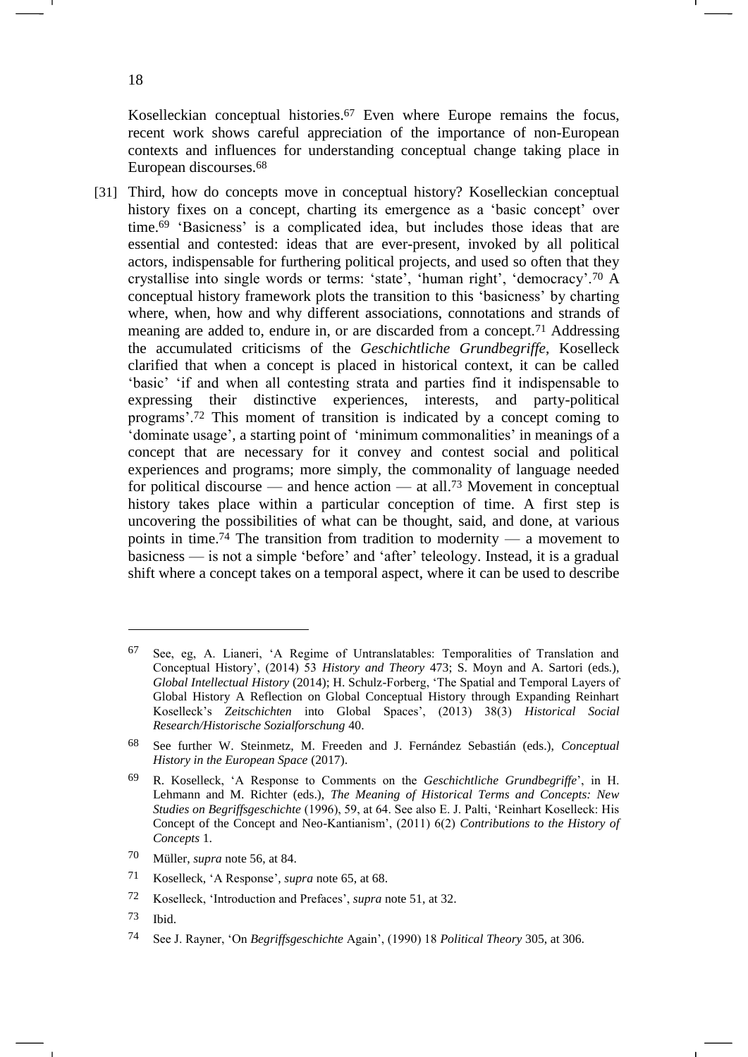Koselleckian conceptual histories.[67] Even where Europe remains the focus, recent work shows careful appreciation of the importance of non-European contexts and influences for understanding conceptual change taking place in European discourses.[68]

[31] Third, how do concepts move in conceptual history? Koselleckian conceptual history fixes on a concept, charting its emergence as a 'basic concept' over time.[69] 'Basicness' is a complicated idea, but includes those ideas that are essential and contested: ideas that are ever-present, invoked by all political actors, indispensable for furthering political projects, and used so often that they crystallise into single words or terms: 'state', 'human right', 'democracy'.[70] A conceptual history framework plots the transition to this 'basicness' by charting where, when, how and why different associations, connotations and strands of meaning are added to, endure in, or are discarded from a concept.[71] Addressing the accumulated criticisms of the *Geschichtliche Grundbegriffe*, Koselleck clarified that when a concept is placed in historical context, it can be called 'basic' 'if and when all contesting strata and parties find it indispensable to expressing their distinctive experiences, interests, and party-political programs'.[72] This moment of transition is indicated by a concept coming to 'dominate usage', a starting point of 'minimum commonalities' in meanings of a concept that are necessary for it convey and contest social and political experiences and programs; more simply, the commonality of language needed for political discourse — and hence action — at all.[73] Movement in conceptual history takes place within a particular conception of time. A first step is uncovering the possibilities of what can be thought, said, and done, at various points in time.[74] The transition from tradition to modernity — a movement to basicness — is not a simple 'before' and 'after' teleology. Instead, it is a gradual shift where a concept takes on a temporal aspect, where it can be used to describe

---

[67] See, eg, A. Lianeri, 'A Regime of Untranslatables: Temporalities of Translation and Conceptual History', (2014) 53 *History and Theory* 473; S. Moyn and A. Sartori (eds.), *Global Intellectual History* (2014); H. Schulz-Forberg, 'The Spatial and Temporal Layers of Global History A Reflection on Global Conceptual History through Expanding Reinhart Koselleck's *Zeitschichten* into Global Spaces', (2013) 38(3) *Historical Social Research/Historische Sozialforschung* 40.

[68] See further W. Steinmetz, M. Freeden and J. Fernández Sebastián (eds.), *Conceptual History in the European Space* (2017).

[69] R. Koselleck, 'A Response to Comments on the *Geschichtliche Grundbegriffe*', in H. Lehmann and M. Richter (eds.), *The Meaning of Historical Terms and Concepts: New Studies on Begriffsgeschichte* (1996), 59, at 64. See also E. J. Palti, 'Reinhart Koselleck: His Concept of the Concept and Neo-Kantianism', (2011) 6(2) *Contributions to the History of Concepts* 1.

[70] Müller, *supra* note 56, at 84.

[71] Koselleck, 'A Response', *supra* note 65, at 68.

[72] Koselleck, 'Introduction and Prefaces', *supra* note 51, at 32.

[73] Ibid.

[74] See J. Rayner, 'On *Begriffsgeschichte* Again', (1990) 18 *Political Theory* 305, at 306.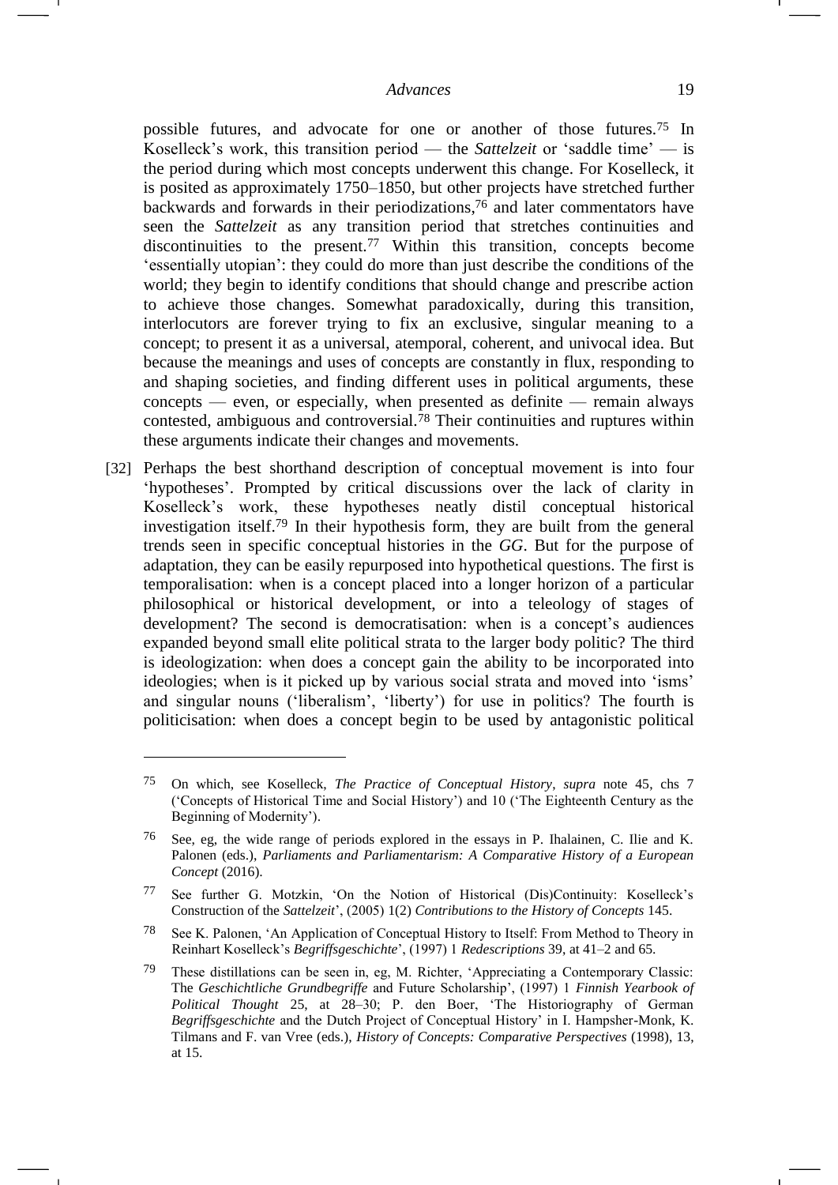possible futures, and advocate for one or another of those futures.[75] In Koselleck's work, this transition period — the *Sattelzeit* or 'saddle time' — is the period during which most concepts underwent this change. For Koselleck, it is posited as approximately 1750–1850, but other projects have stretched further backwards and forwards in their periodizations,[76] and later commentators have seen the *Sattelzeit* as any transition period that stretches continuities and discontinuities to the present.[77] Within this transition, concepts become 'essentially utopian': they could do more than just describe the conditions of the world; they begin to identify conditions that should change and prescribe action to achieve those changes. Somewhat paradoxically, during this transition, interlocutors are forever trying to fix an exclusive, singular meaning to a concept; to present it as a universal, atemporal, coherent, and univocal idea. But because the meanings and uses of concepts are constantly in flux, responding to and shaping societies, and finding different uses in political arguments, these concepts — even, or especially, when presented as definite — remain always contested, ambiguous and controversial.[78] Their continuities and ruptures within these arguments indicate their changes and movements.

[32] Perhaps the best shorthand description of conceptual movement is into four 'hypotheses'. Prompted by critical discussions over the lack of clarity in Koselleck's work, these hypotheses neatly distil conceptual historical investigation itself.[79] In their hypothesis form, they are built from the general trends seen in specific conceptual histories in the *GG*. But for the purpose of adaptation, they can be easily repurposed into hypothetical questions. The first is temporalisation: when is a concept placed into a longer horizon of a particular philosophical or historical development, or into a teleology of stages of development? The second is democratisation: when is a concept's audiences expanded beyond small elite political strata to the larger body politic? The third is ideologization: when does a concept gain the ability to be incorporated into ideologies; when is it picked up by various social strata and moved into 'isms' and singular nouns ('liberalism', 'liberty') for use in politics? The fourth is politicisation: when does a concept begin to be used by antagonistic political

---

75 On which, see Koselleck, *The Practice of Conceptual History*, *supra* note 45, chs 7 ('Concepts of Historical Time and Social History') and 10 ('The Eighteenth Century as the Beginning of Modernity').

76 See, eg, the wide range of periods explored in the essays in P. Ihalainen, C. Ilie and K. Palonen (eds.), *Parliaments and Parliamentarism: A Comparative History of a European Concept* (2016).

77 See further G. Motzkin, 'On the Notion of Historical (Dis)Continuity: Koselleck's Construction of the *Sattelzeit*', (2005) 1(2) *Contributions to the History of Concepts* 145.

78 See K. Palonen, 'An Application of Conceptual History to Itself: From Method to Theory in Reinhart Koselleck's *Begriffsgeschichte*', (1997) 1 *Redescriptions* 39, at 41–2 and 65.

79 These distillations can be seen in, eg, M. Richter, 'Appreciating a Contemporary Classic: The *Geschichtliche Grundbegriffe* and Future Scholarship', (1997) 1 *Finnish Yearbook of Political Thought* 25, at 28–30; P. den Boer, 'The Historiography of German *Begriffsgeschichte* and the Dutch Project of Conceptual History' in I. Hampsher-Monk, K. Tilmans and F. van Vree (eds.), *History of Concepts: Comparative Perspectives* (1998), 13, at 15.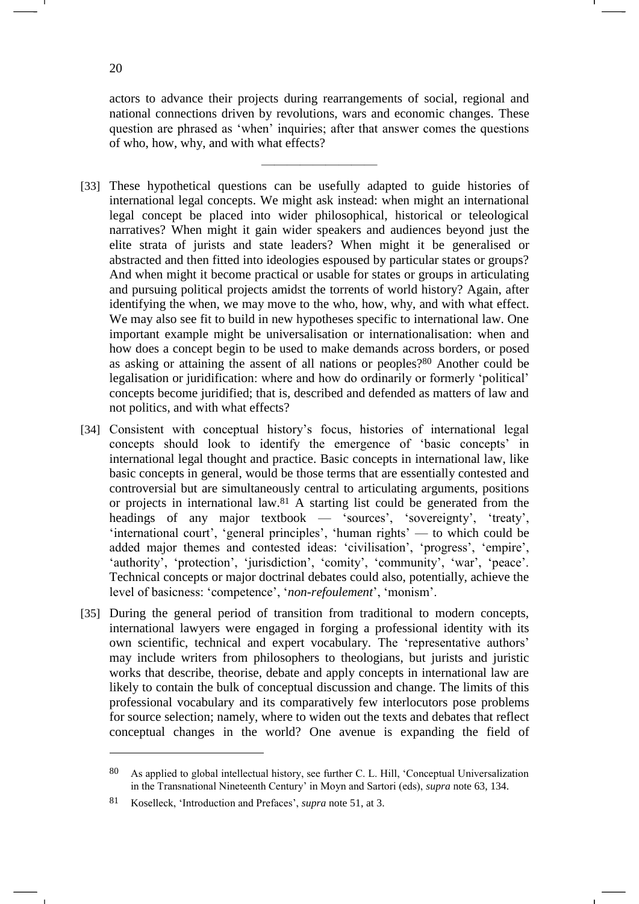actors to advance their projects during rearrangements of social, regional and national connections driven by revolutions, wars and economic changes. These question are phrased as 'when' inquiries; after that answer comes the questions of who, how, why, and with what effects?

---

[33] These hypothetical questions can be usefully adapted to guide histories of international legal concepts. We might ask instead: when might an international legal concept be placed into wider philosophical, historical or teleological narratives? When might it gain wider speakers and audiences beyond just the elite strata of jurists and state leaders? When might it be generalised or abstracted and then fitted into ideologies espoused by particular states or groups? And when might it become practical or usable for states or groups in articulating and pursuing political projects amidst the torrents of world history? Again, after identifying the when, we may move to the who, how, why, and with what effect. We may also see fit to build in new hypotheses specific to international law. One important example might be universalisation or internationalisation: when and how does a concept begin to be used to make demands across borders, or posed as asking or attaining the assent of all nations or peoples?[80] Another could be legalisation or juridification: where and how do ordinarily or formerly 'political' concepts become juridified; that is, described and defended as matters of law and not politics, and with what effects?

[34] Consistent with conceptual history's focus, histories of international legal concepts should look to identify the emergence of 'basic concepts' in international legal thought and practice. Basic concepts in international law, like basic concepts in general, would be those terms that are essentially contested and controversial but are simultaneously central to articulating arguments, positions or projects in international law.[81] A starting list could be generated from the headings of any major textbook — 'sources', 'sovereignty', 'treaty', 'international court', 'general principles', 'human rights' — to which could be added major themes and contested ideas: 'civilisation', 'progress', 'empire', 'authority', 'protection', 'jurisdiction', 'comity', 'community', 'war', 'peace'. Technical concepts or major doctrinal debates could also, potentially, achieve the level of basicness: 'competence', '*non-refoulement*', 'monism'.

[35] During the general period of transition from traditional to modern concepts, international lawyers were engaged in forging a professional identity with its own scientific, technical and expert vocabulary. The 'representative authors' may include writers from philosophers to theologians, but jurists and juristic works that describe, theorise, debate and apply concepts in international law are likely to contain the bulk of conceptual discussion and change. The limits of this professional vocabulary and its comparatively few interlocutors pose problems for source selection; namely, where to widen out the texts and debates that reflect conceptual changes in the world? One avenue is expanding the field of

---

[80] As applied to global intellectual history, see further C. L. Hill, 'Conceptual Universalization in the Transnational Nineteenth Century' in Moyn and Sartori (eds), *supra* note 63, 134.

[81] Koselleck, 'Introduction and Prefaces', *supra* note 51, at 3.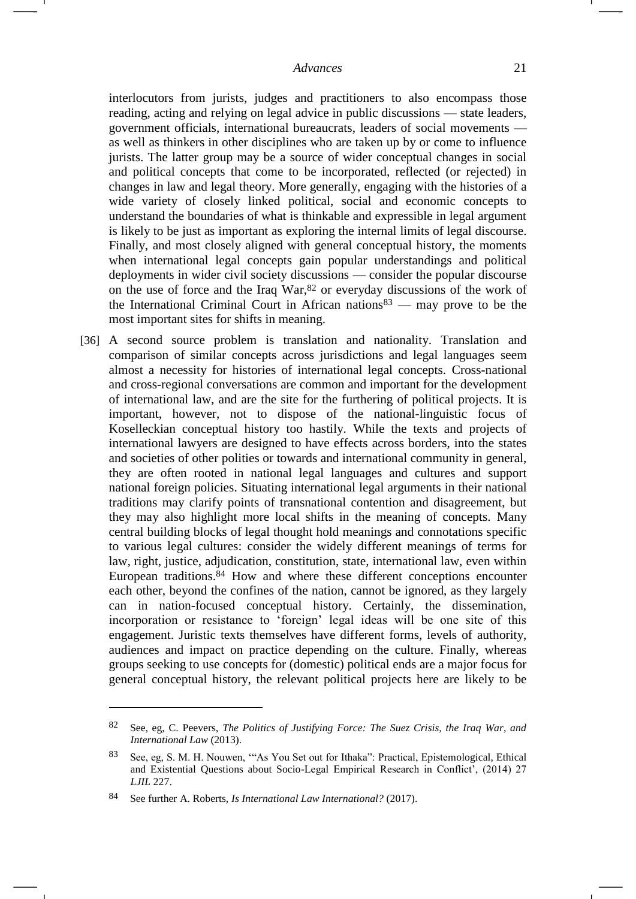interlocutors from jurists, judges and practitioners to also encompass those reading, acting and relying on legal advice in public discussions — state leaders, government officials, international bureaucrats, leaders of social movements — as well as thinkers in other disciplines who are taken up by or come to influence jurists. The latter group may be a source of wider conceptual changes in social and political concepts that come to be incorporated, reflected (or rejected) in changes in law and legal theory. More generally, engaging with the histories of a wide variety of closely linked political, social and economic concepts to understand the boundaries of what is thinkable and expressible in legal argument is likely to be just as important as exploring the internal limits of legal discourse. Finally, and most closely aligned with general conceptual history, the moments when international legal concepts gain popular understandings and political deployments in wider civil society discussions — consider the popular discourse on the use of force and the Iraq War,[82] or everyday discussions of the work of the International Criminal Court in African nations[83] — may prove to be the most important sites for shifts in meaning.

[36] A second source problem is translation and nationality. Translation and comparison of similar concepts across jurisdictions and legal languages seem almost a necessity for histories of international legal concepts. Cross-national and cross-regional conversations are common and important for the development of international law, and are the site for the furthering of political projects. It is important, however, not to dispose of the national-linguistic focus of Koselleckian conceptual history too hastily. While the texts and projects of international lawyers are designed to have effects across borders, into the states and societies of other polities or towards and international community in general, they are often rooted in national legal languages and cultures and support national foreign policies. Situating international legal arguments in their national traditions may clarify points of transnational contention and disagreement, but they may also highlight more local shifts in the meaning of concepts. Many central building blocks of legal thought hold meanings and connotations specific to various legal cultures: consider the widely different meanings of terms for law, right, justice, adjudication, constitution, state, international law, even within European traditions.[84] How and where these different conceptions encounter each other, beyond the confines of the nation, cannot be ignored, as they largely can in nation-focused conceptual history. Certainly, the dissemination, incorporation or resistance to 'foreign' legal ideas will be one site of this engagement. Juristic texts themselves have different forms, levels of authority, audiences and impact on practice depending on the culture. Finally, whereas groups seeking to use concepts for (domestic) political ends are a major focus for general conceptual history, the relevant political projects here are likely to be

---

82 See, eg, C. Peevers, *The Politics of Justifying Force: The Suez Crisis, the Iraq War, and International Law* (2013).

83 See, eg, S. M. H. Nouwen, '"As You Set out for Ithaka": Practical, Epistemological, Ethical and Existential Questions about Socio-Legal Empirical Research in Conflict', (2014) 27 *LJIL* 227.

84 See further A. Roberts, *Is International Law International?* (2017).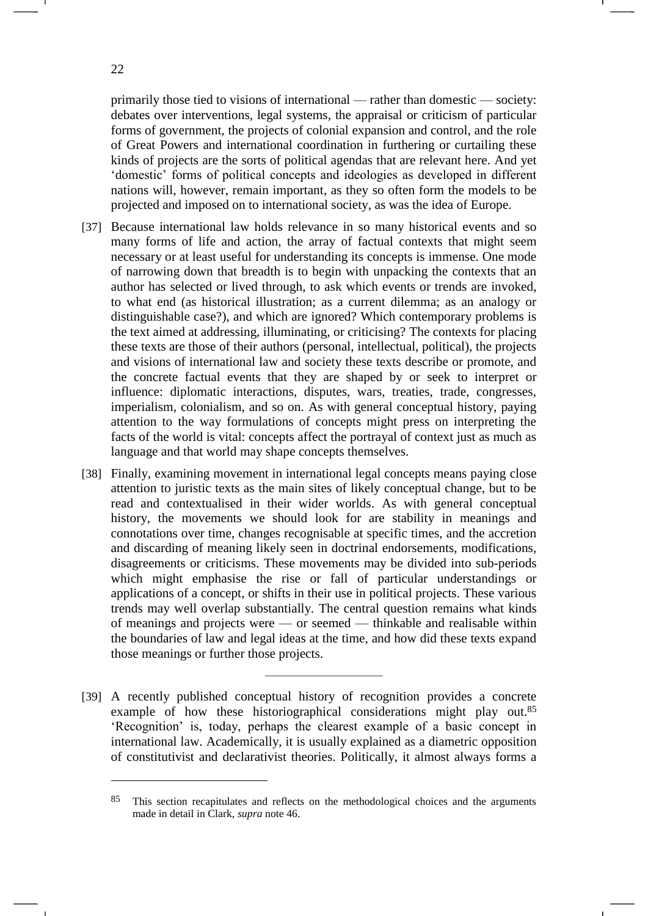primarily those tied to visions of international — rather than domestic — society: debates over interventions, legal systems, the appraisal or criticism of particular forms of government, the projects of colonial expansion and control, and the role of Great Powers and international coordination in furthering or curtailing these kinds of projects are the sorts of political agendas that are relevant here. And yet 'domestic' forms of political concepts and ideologies as developed in different nations will, however, remain important, as they so often form the models to be projected and imposed on to international society, as was the idea of Europe.

[37] Because international law holds relevance in so many historical events and so many forms of life and action, the array of factual contexts that might seem necessary or at least useful for understanding its concepts is immense. One mode of narrowing down that breadth is to begin with unpacking the contexts that an author has selected or lived through, to ask which events or trends are invoked, to what end (as historical illustration; as a current dilemma; as an analogy or distinguishable case?), and which are ignored? Which contemporary problems is the text aimed at addressing, illuminating, or criticising? The contexts for placing these texts are those of their authors (personal, intellectual, political), the projects and visions of international law and society these texts describe or promote, and the concrete factual events that they are shaped by or seek to interpret or influence: diplomatic interactions, disputes, wars, treaties, trade, congresses, imperialism, colonialism, and so on. As with general conceptual history, paying attention to the way formulations of concepts might press on interpreting the facts of the world is vital: concepts affect the portrayal of context just as much as language and that world may shape concepts themselves.

[38] Finally, examining movement in international legal concepts means paying close attention to juristic texts as the main sites of likely conceptual change, but to be read and contextualised in their wider worlds. As with general conceptual history, the movements we should look for are stability in meanings and connotations over time, changes recognisable at specific times, and the accretion and discarding of meaning likely seen in doctrinal endorsements, modifications, disagreements or criticisms. These movements may be divided into sub-periods which might emphasise the rise or fall of particular understandings or applications of a concept, or shifts in their use in political projects. These various trends may well overlap substantially. The central question remains what kinds of meanings and projects were — or seemed — thinkable and realisable within the boundaries of law and legal ideas at the time, and how did these texts expand those meanings or further those projects.

---

[39] A recently published conceptual history of recognition provides a concrete example of how these historiographical considerations might play out.[85] 'Recognition' is, today, perhaps the clearest example of a basic concept in international law. Academically, it is usually explained as a diametric opposition of constitutivist and declarativist theories. Politically, it almost always forms a

[85] This section recapitulates and reflects on the methodological choices and the arguments made in detail in Clark, *supra* note 46.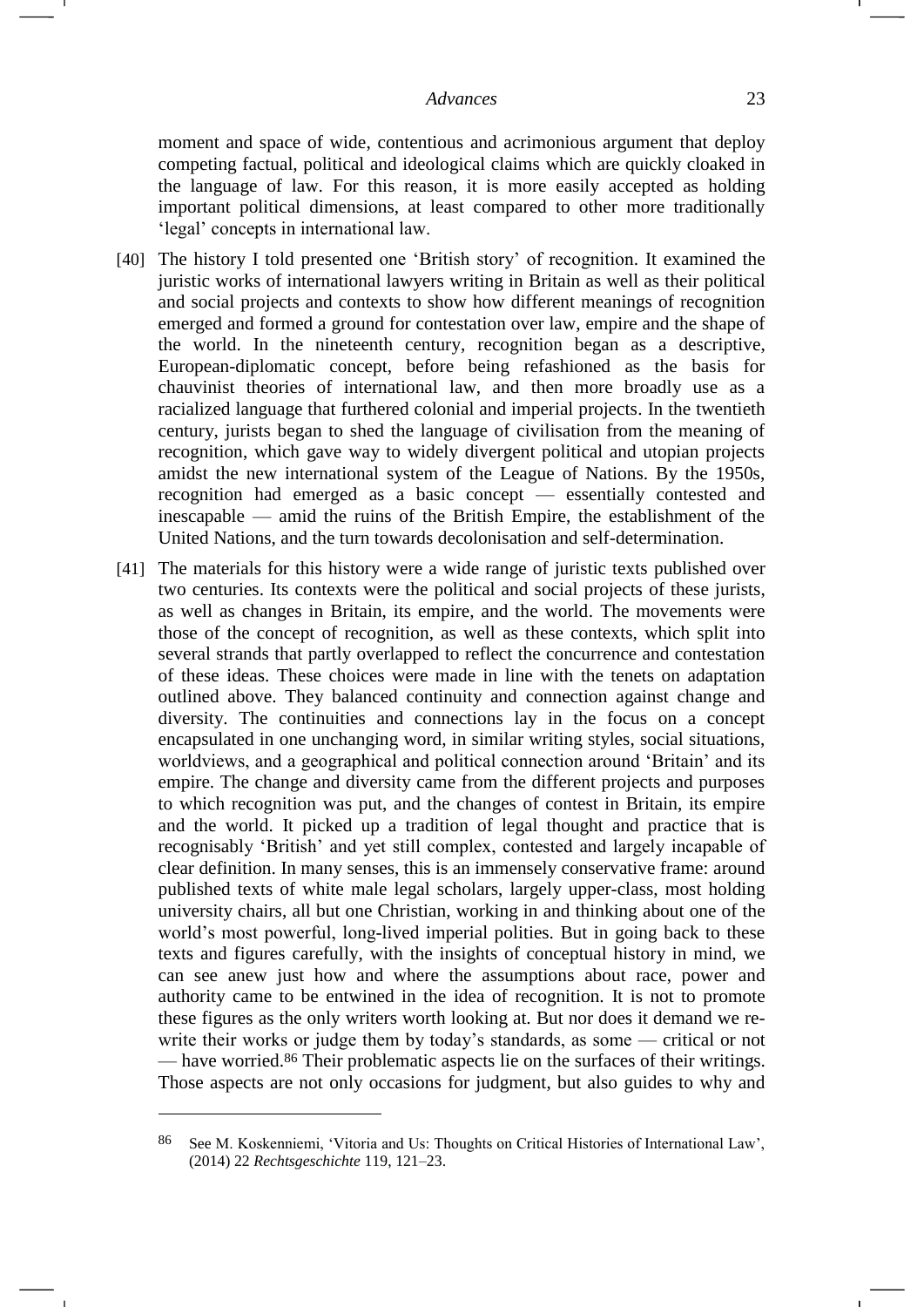moment and space of wide, contentious and acrimonious argument that deploy competing factual, political and ideological claims which are quickly cloaked in the language of law. For this reason, it is more easily accepted as holding important political dimensions, at least compared to other more traditionally 'legal' concepts in international law.

[40] The history I told presented one 'British story' of recognition. It examined the juristic works of international lawyers writing in Britain as well as their political and social projects and contexts to show how different meanings of recognition emerged and formed a ground for contestation over law, empire and the shape of the world. In the nineteenth century, recognition began as a descriptive, European-diplomatic concept, before being refashioned as the basis for chauvinist theories of international law, and then more broadly use as a racialized language that furthered colonial and imperial projects. In the twentieth century, jurists began to shed the language of civilisation from the meaning of recognition, which gave way to widely divergent political and utopian projects amidst the new international system of the League of Nations. By the 1950s, recognition had emerged as a basic concept — essentially contested and inescapable — amid the ruins of the British Empire, the establishment of the United Nations, and the turn towards decolonisation and self-determination.

[41] The materials for this history were a wide range of juristic texts published over two centuries. Its contexts were the political and social projects of these jurists, as well as changes in Britain, its empire, and the world. The movements were those of the concept of recognition, as well as these contexts, which split into several strands that partly overlapped to reflect the concurrence and contestation of these ideas. These choices were made in line with the tenets on adaptation outlined above. They balanced continuity and connection against change and diversity. The continuities and connections lay in the focus on a concept encapsulated in one unchanging word, in similar writing styles, social situations, worldviews, and a geographical and political connection around 'Britain' and its empire. The change and diversity came from the different projects and purposes to which recognition was put, and the changes of contest in Britain, its empire and the world. It picked up a tradition of legal thought and practice that is recognisably 'British' and yet still complex, contested and largely incapable of clear definition. In many senses, this is an immensely conservative frame: around published texts of white male legal scholars, largely upper-class, most holding university chairs, all but one Christian, working in and thinking about one of the world's most powerful, long-lived imperial polities. But in going back to these texts and figures carefully, with the insights of conceptual history in mind, we can see anew just how and where the assumptions about race, power and authority came to be entwined in the idea of recognition. It is not to promote these figures as the only writers worth looking at. But nor does it demand we re-write their works or judge them by today's standards, as some — critical or not — have worried.[86] Their problematic aspects lie on the surfaces of their writings. Those aspects are not only occasions for judgment, but also guides to why and

---

[86] See M. Koskenniemi, 'Vitoria and Us: Thoughts on Critical Histories of International Law', (2014) 22 *Rechtsgeschichte* 119, 121–23.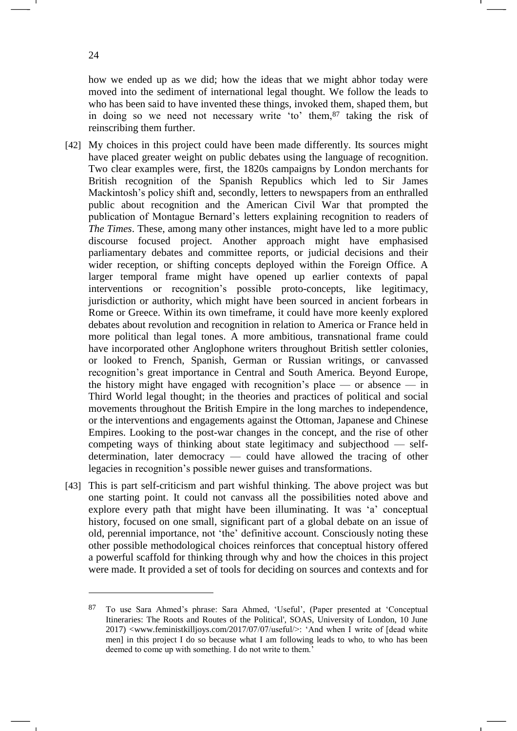how we ended up as we did; how the ideas that we might abhor today were moved into the sediment of international legal thought. We follow the leads to who has been said to have invented these things, invoked them, shaped them, but in doing so we need not necessary write 'to' them,[87] taking the risk of reinscribing them further.

[42] My choices in this project could have been made differently. Its sources might have placed greater weight on public debates using the language of recognition. Two clear examples were, first, the 1820s campaigns by London merchants for British recognition of the Spanish Republics which led to Sir James Mackintosh's policy shift and, secondly, letters to newspapers from an enthralled public about recognition and the American Civil War that prompted the publication of Montague Bernard's letters explaining recognition to readers of *The Times*. These, among many other instances, might have led to a more public discourse focused project. Another approach might have emphasised parliamentary debates and committee reports, or judicial decisions and their wider reception, or shifting concepts deployed within the Foreign Office. A larger temporal frame might have opened up earlier contexts of papal interventions or recognition's possible proto-concepts, like legitimacy, jurisdiction or authority, which might have been sourced in ancient forbears in Rome or Greece. Within its own timeframe, it could have more keenly explored debates about revolution and recognition in relation to America or France held in more political than legal tones. A more ambitious, transnational frame could have incorporated other Anglophone writers throughout British settler colonies, or looked to French, Spanish, German or Russian writings, or canvassed recognition's great importance in Central and South America. Beyond Europe, the history might have engaged with recognition's place — or absence — in Third World legal thought; in the theories and practices of political and social movements throughout the British Empire in the long marches to independence, or the interventions and engagements against the Ottoman, Japanese and Chinese Empires. Looking to the post-war changes in the concept, and the rise of other competing ways of thinking about state legitimacy and subjecthood — self-determination, later democracy — could have allowed the tracing of other legacies in recognition's possible newer guises and transformations.

[43] This is part self-criticism and part wishful thinking. The above project was but one starting point. It could not canvass all the possibilities noted above and explore every path that might have been illuminating. It was 'a' conceptual history, focused on one small, significant part of a global debate on an issue of old, perennial importance, not 'the' definitive account. Consciously noting these other possible methodological choices reinforces that conceptual history offered a powerful scaffold for thinking through why and how the choices in this project were made. It provided a set of tools for deciding on sources and contexts and for

[87] To use Sara Ahmed's phrase: Sara Ahmed, 'Useful', (Paper presented at 'Conceptual Itineraries: The Roots and Routes of the Political', SOAS, University of London, 10 June 2017) <www.feministkilljoys.com/2017/07/07/useful/>: 'And when I write of [dead white men] in this project I do so because what I am following leads to who, to who has been deemed to come up with something. I do not write to them.'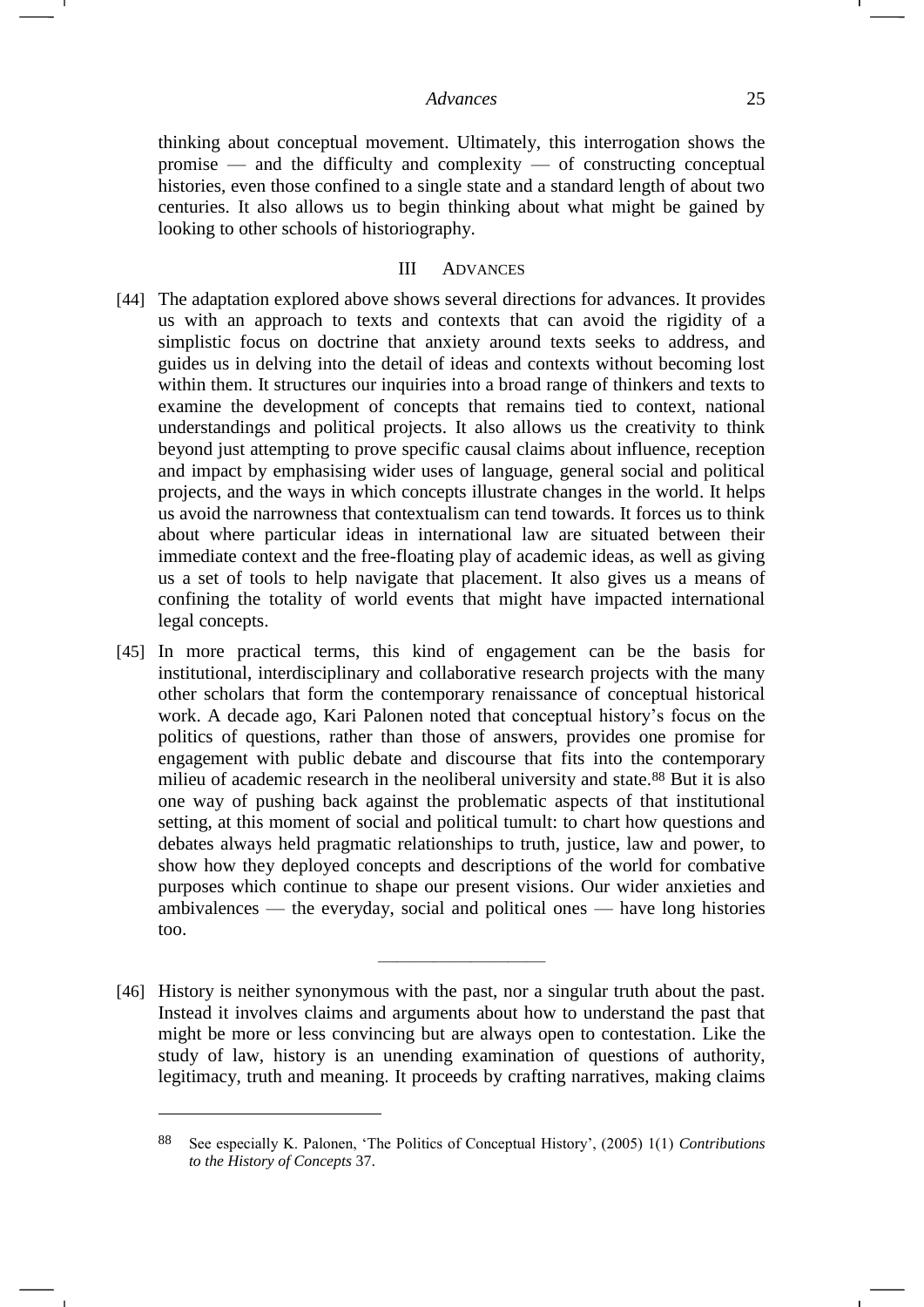thinking about conceptual movement. Ultimately, this interrogation shows the promise — and the difficulty and complexity — of constructing conceptual histories, even those confined to a single state and a standard length of about two centuries. It also allows us to begin thinking about what might be gained by looking to other schools of historiography.

## III Advances

[44] The adaptation explored above shows several directions for advances. It provides us with an approach to texts and contexts that can avoid the rigidity of a simplistic focus on doctrine that anxiety around texts seeks to address, and guides us in delving into the detail of ideas and contexts without becoming lost within them. It structures our inquiries into a broad range of thinkers and texts to examine the development of concepts that remains tied to context, national understandings and political projects. It also allows us the creativity to think beyond just attempting to prove specific causal claims about influence, reception and impact by emphasising wider uses of language, general social and political projects, and the ways in which concepts illustrate changes in the world. It helps us avoid the narrowness that contextualism can tend towards. It forces us to think about where particular ideas in international law are situated between their immediate context and the free-floating play of academic ideas, as well as giving us a set of tools to help navigate that placement. It also gives us a means of confining the totality of world events that might have impacted international legal concepts.

[45] In more practical terms, this kind of engagement can be the basis for institutional, interdisciplinary and collaborative research projects with the many other scholars that form the contemporary renaissance of conceptual historical work. A decade ago, Kari Palonen noted that conceptual history's focus on the politics of questions, rather than those of answers, provides one promise for engagement with public debate and discourse that fits into the contemporary milieu of academic research in the neoliberal university and state.[88] But it is also one way of pushing back against the problematic aspects of that institutional setting, at this moment of social and political tumult: to chart how questions and debates always held pragmatic relationships to truth, justice, law and power, to show how they deployed concepts and descriptions of the world for combative purposes which continue to shape our present visions. Our wider anxieties and ambivalences — the everyday, social and political ones — have long histories too.

---

[46] History is neither synonymous with the past, nor a singular truth about the past. Instead it involves claims and arguments about how to understand the past that might be more or less convincing but are always open to contestation. Like the study of law, history is an unending examination of questions of authority, legitimacy, truth and meaning. It proceeds by crafting narratives, making claims

[88] See especially K. Palonen, 'The Politics of Conceptual History', (2005) 1(1) *Contributions to the History of Concepts* 37.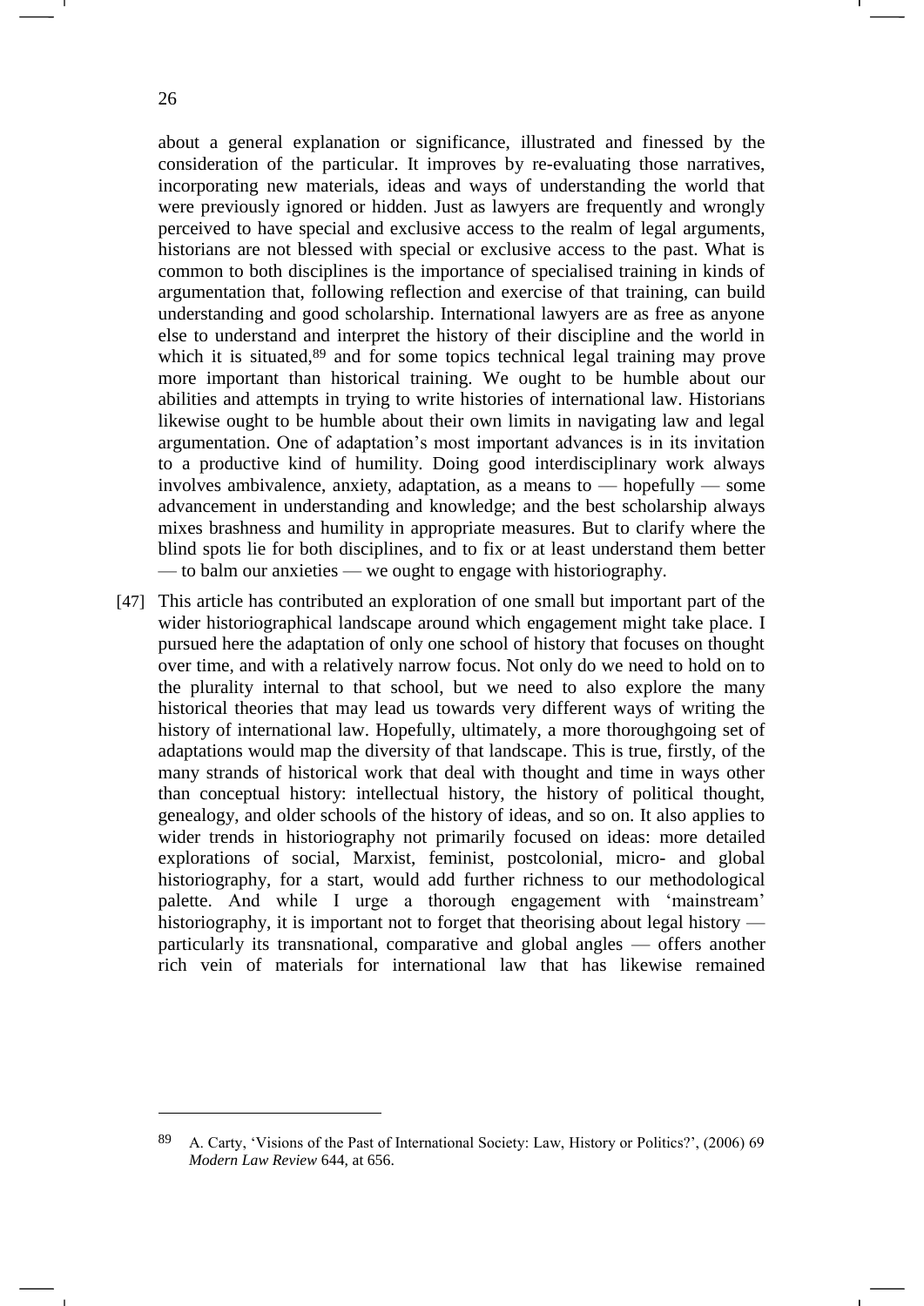about a general explanation or significance, illustrated and finessed by the consideration of the particular. It improves by re-evaluating those narratives, incorporating new materials, ideas and ways of understanding the world that were previously ignored or hidden. Just as lawyers are frequently and wrongly perceived to have special and exclusive access to the realm of legal arguments, historians are not blessed with special or exclusive access to the past. What is common to both disciplines is the importance of specialised training in kinds of argumentation that, following reflection and exercise of that training, can build understanding and good scholarship. International lawyers are as free as anyone else to understand and interpret the history of their discipline and the world in which it is situated,[89] and for some topics technical legal training may prove more important than historical training. We ought to be humble about our abilities and attempts in trying to write histories of international law. Historians likewise ought to be humble about their own limits in navigating law and legal argumentation. One of adaptation's most important advances is in its invitation to a productive kind of humility. Doing good interdisciplinary work always involves ambivalence, anxiety, adaptation, as a means to — hopefully — some advancement in understanding and knowledge; and the best scholarship always mixes brashness and humility in appropriate measures. But to clarify where the blind spots lie for both disciplines, and to fix or at least understand them better — to balm our anxieties — we ought to engage with historiography.

[47] This article has contributed an exploration of one small but important part of the wider historiographical landscape around which engagement might take place. I pursued here the adaptation of only one school of history that focuses on thought over time, and with a relatively narrow focus. Not only do we need to hold on to the plurality internal to that school, but we need to also explore the many historical theories that may lead us towards very different ways of writing the history of international law. Hopefully, ultimately, a more thoroughgoing set of adaptations would map the diversity of that landscape. This is true, firstly, of the many strands of historical work that deal with thought and time in ways other than conceptual history: intellectual history, the history of political thought, genealogy, and older schools of the history of ideas, and so on. It also applies to wider trends in historiography not primarily focused on ideas: more detailed explorations of social, Marxist, feminist, postcolonial, micro- and global historiography, for a start, would add further richness to our methodological palette. And while I urge a thorough engagement with 'mainstream' historiography, it is important not to forget that theorising about legal history — particularly its transnational, comparative and global angles — offers another rich vein of materials for international law that has likewise remained

---

[89] A. Carty, 'Visions of the Past of International Society: Law, History or Politics?', (2006) 69 *Modern Law Review* 644, at 656.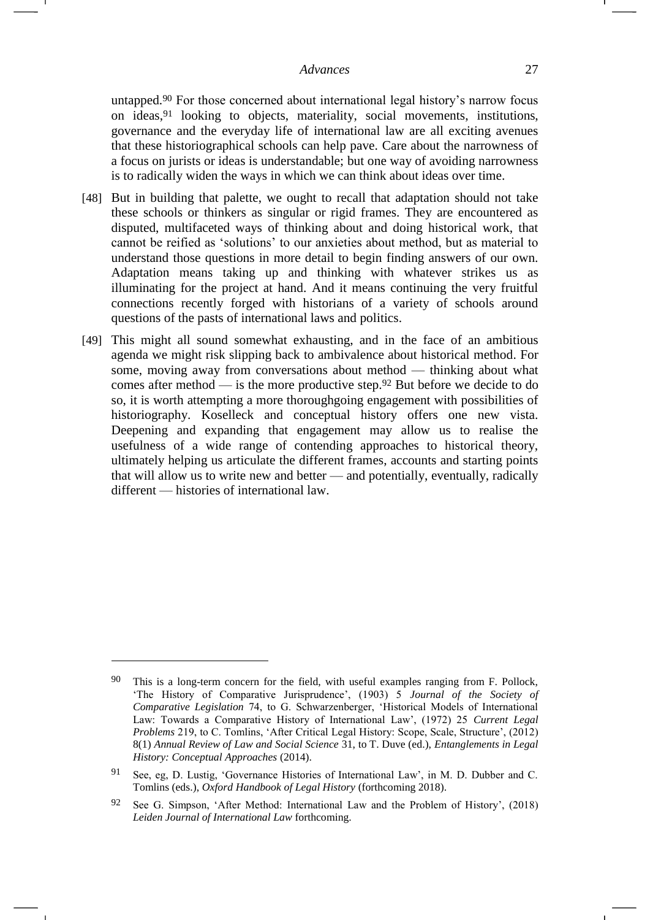untapped.[90] For those concerned about international legal history's narrow focus on ideas,[91] looking to objects, materiality, social movements, institutions, governance and the everyday life of international law are all exciting avenues that these historiographical schools can help pave. Care about the narrowness of a focus on jurists or ideas is understandable; but one way of avoiding narrowness is to radically widen the ways in which we can think about ideas over time.

[48] But in building that palette, we ought to recall that adaptation should not take these schools or thinkers as singular or rigid frames. They are encountered as disputed, multifaceted ways of thinking about and doing historical work, that cannot be reified as 'solutions' to our anxieties about method, but as material to understand those questions in more detail to begin finding answers of our own. Adaptation means taking up and thinking with whatever strikes us as illuminating for the project at hand. And it means continuing the very fruitful connections recently forged with historians of a variety of schools around questions of the pasts of international laws and politics.

[49] This might all sound somewhat exhausting, and in the face of an ambitious agenda we might risk slipping back to ambivalence about historical method. For some, moving away from conversations about method — thinking about what comes after method — is the more productive step.[92] But before we decide to do so, it is worth attempting a more thoroughgoing engagement with possibilities of historiography. Koselleck and conceptual history offers one new vista. Deepening and expanding that engagement may allow us to realise the usefulness of a wide range of contending approaches to historical theory, ultimately helping us articulate the different frames, accounts and starting points that will allow us to write new and better — and potentially, eventually, radically different — histories of international law.

---

[90] This is a long-term concern for the field, with useful examples ranging from F. Pollock, 'The History of Comparative Jurisprudence', (1903) 5 *Journal of the Society of Comparative Legislation* 74, to G. Schwarzenberger, 'Historical Models of International Law: Towards a Comparative History of International Law', (1972) 25 *Current Legal Problems* 219, to C. Tomlins, 'After Critical Legal History: Scope, Scale, Structure', (2012) 8(1) *Annual Review of Law and Social Science* 31, to T. Duve (ed.), *Entanglements in Legal History: Conceptual Approaches* (2014).

[91] See, eg, D. Lustig, 'Governance Histories of International Law', in M. D. Dubber and C. Tomlins (eds.), *Oxford Handbook of Legal History* (forthcoming 2018).

[92] See G. Simpson, 'After Method: International Law and the Problem of History', (2018) *Leiden Journal of International Law* forthcoming.